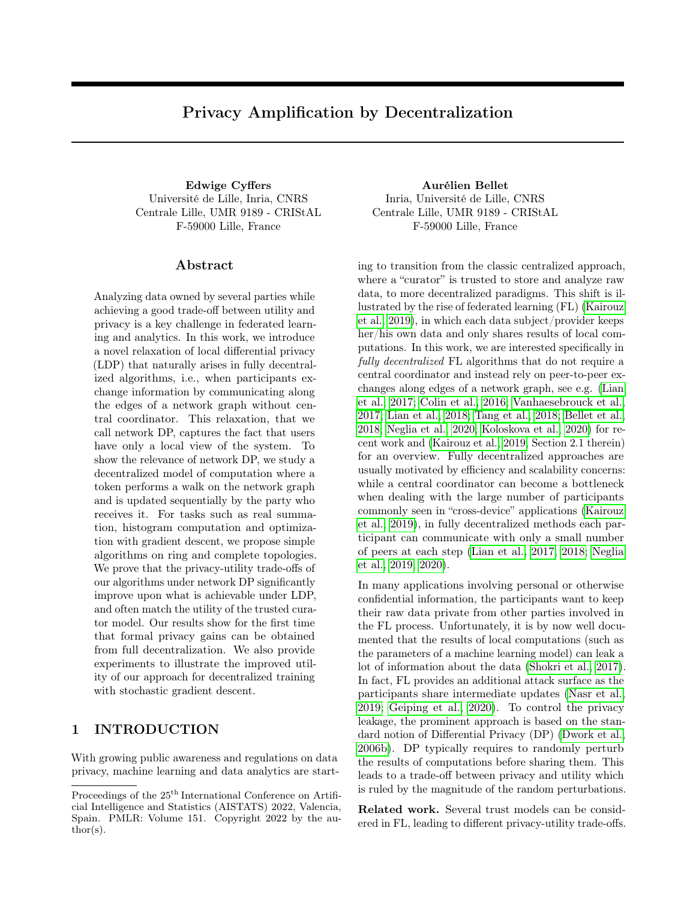# Privacy Amplification by Decentralization

**Edwige Cyffers**
Université de Lille, Inria, CNRS
Centrale Lille, UMR 9189 - CRIStAL
F-59000 Lille, France

**Aurélien Bellet**
Inria, Université de Lille, CNRS
Centrale Lille, UMR 9189 - CRIStAL
F-59000 Lille, France

## Abstract

Analyzing data owned by several parties while achieving a good trade-off between utility and privacy is a key challenge in federated learning and analytics. In this work, we introduce a novel relaxation of local differential privacy (LDP) that naturally arises in fully decentralized algorithms, i.e., when participants exchange information by communicating along the edges of a network graph without central coordinator. This relaxation, that we call network DP, captures the fact that users have only a local view of the system. To show the relevance of network DP, we study a decentralized model of computation where a token performs a walk on the network graph and is updated sequentially by the party who receives it. For tasks such as real summation, histogram computation and optimization with gradient descent, we propose simple algorithms on ring and complete topologies. We prove that the privacy-utility trade-offs of our algorithms under network DP significantly improve upon what is achievable under LDP, and often match the utility of the trusted curator model. Our results show for the first time that formal privacy gains can be obtained from full decentralization. We also provide experiments to illustrate the improved utility of our approach for decentralized training with stochastic gradient descent.

## 1 INTRODUCTION

With growing public awareness and regulations on data privacy, machine learning and data analytics are starting to transition from the classic centralized approach, where a "curator" is trusted to store and analyze raw data, to more decentralized paradigms. This shift is illustrated by the rise of federated learning (FL) (Kairouz et al., 2019), in which each data subject/provider keeps her/his own data and only shares results of local computations. In this work, we are interested specifically in *fully decentralized* FL algorithms that do not require a central coordinator and instead rely on peer-to-peer exchanges along edges of a network graph, see e.g. (Lian et al., 2017; Colin et al., 2016; Vanhaesebrouck et al., 2017; Lian et al., 2018; Tang et al., 2018; Bellet et al., 2018; Neglia et al., 2020; Koloskova et al., 2020) for recent work and (Kairouz et al., 2019, Section 2.1 therein) for an overview. Fully decentralized approaches are usually motivated by efficiency and scalability concerns: while a central coordinator can become a bottleneck when dealing with the large number of participants commonly seen in "cross-device" applications (Kairouz et al., 2019), in fully decentralized methods each participant can communicate with only a small number of peers at each step (Lian et al., 2017, 2018; Neglia et al., 2019, 2020).

In many applications involving personal or otherwise confidential information, the participants want to keep their raw data private from other parties involved in the FL process. Unfortunately, it is by now well documented that the results of local computations (such as the parameters of a machine learning model) can leak a lot of information about the data (Shokri et al., 2017). In fact, FL provides an additional attack surface as the participants share intermediate updates (Nasr et al., 2019; Geiping et al., 2020). To control the privacy leakage, the prominent approach is based on the standard notion of Differential Privacy (DP) (Dwork et al., 2006b). DP typically requires to randomly perturb the results of computations before sharing them. This leads to a trade-off between privacy and utility which is ruled by the magnitude of the random perturbations.

**Related work.** Several trust models can be considered in FL, leading to different privacy-utility trade-offs.

Proceedings of the 25[th] International Conference on Artificial Intelligence and Statistics (AISTATS) 2022, Valencia, Spain. PMLR: Volume 151. Copyright 2022 by the author(s).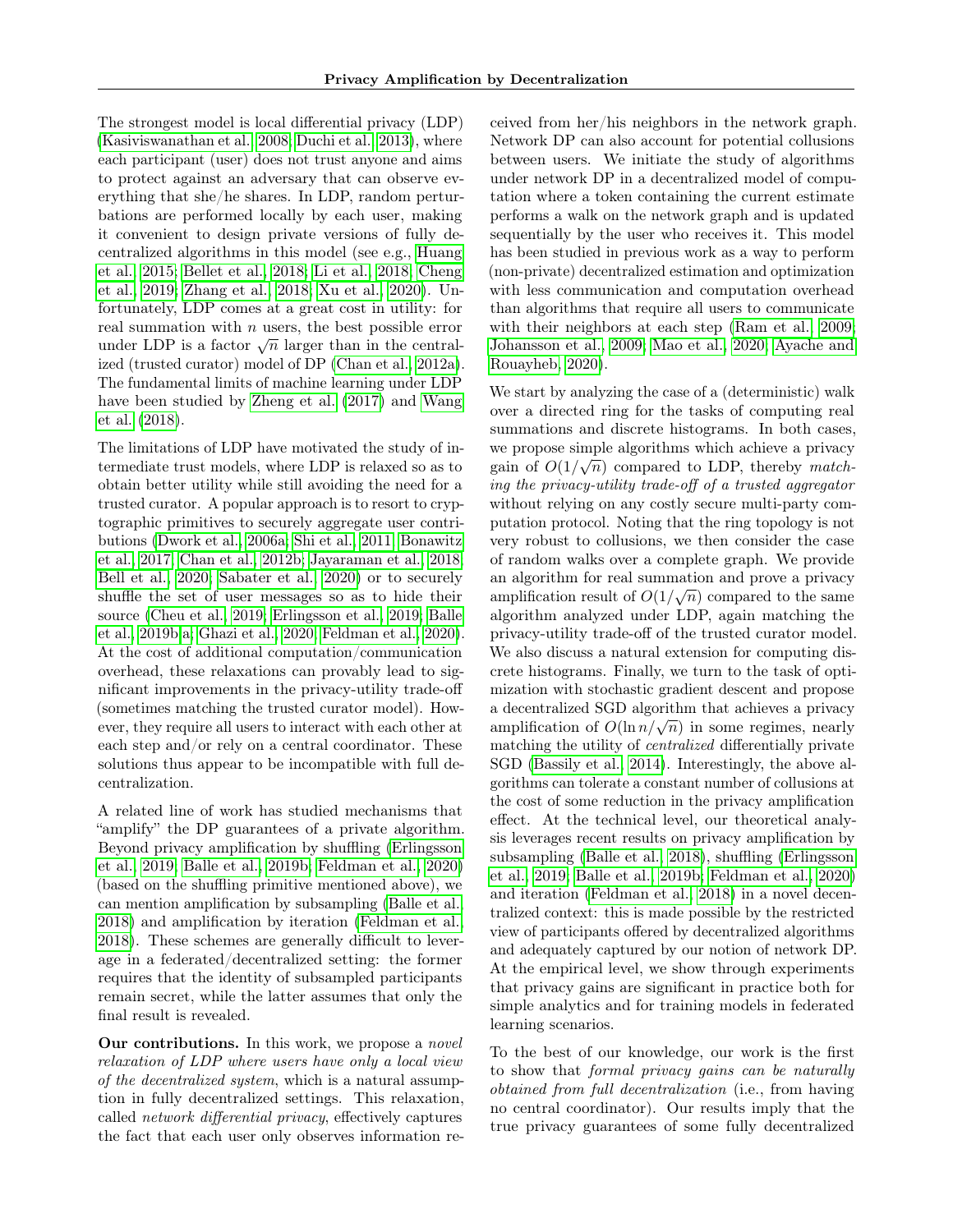The strongest model is local differential privacy (LDP) (Kasiviswanathan et al., 2008; Duchi et al., 2013), where each participant (user) does not trust anyone and aims to protect against an adversary that can observe everything that she/he shares. In LDP, random perturbations are performed locally by each user, making it convenient to design private versions of fully decentralized algorithms in this model (see e.g., Huang et al., 2015; Bellet et al., 2018; Li et al., 2018; Cheng et al., 2019; Zhang et al., 2018; Xu et al., 2020). Unfortunately, LDP comes at a great cost in utility: for real summation with $n$ users, the best possible error under LDP is a factor $\sqrt{n}$ larger than in the centralized (trusted curator) model of DP (Chan et al., 2012a). The fundamental limits of machine learning under LDP have been studied by Zheng et al. (2017) and Wang et al. (2018).

The limitations of LDP have motivated the study of intermediate trust models, where LDP is relaxed so as to obtain better utility while still avoiding the need for a trusted curator. A popular approach is to resort to cryptographic primitives to securely aggregate user contributions (Dwork et al., 2006a; Shi et al., 2011; Bonawitz et al., 2017; Chan et al., 2012b; Jayaraman et al., 2018; Bell et al., 2020; Sabater et al., 2020) or to securely shuffle the set of user messages so as to hide their source (Cheu et al., 2019; Erlingsson et al., 2019; Balle et al., 2019b,a; Ghazi et al., 2020; Feldman et al., 2020). At the cost of additional computation/communication overhead, these relaxations can provably lead to significant improvements in the privacy-utility trade-off (sometimes matching the trusted curator model). However, they require all users to interact with each other at each step and/or rely on a central coordinator. These solutions thus appear to be incompatible with full decentralization.

A related line of work has studied mechanisms that "amplify" the DP guarantees of a private algorithm. Beyond privacy amplification by shuffling (Erlingsson et al., 2019; Balle et al., 2019b; Feldman et al., 2020) (based on the shuffling primitive mentioned above), we can mention amplification by subsampling (Balle et al., 2018) and amplification by iteration (Feldman et al., 2018). These schemes are generally difficult to leverage in a federated/decentralized setting: the former requires that the identity of subsampled participants remain secret, while the latter assumes that only the final result is revealed.

**Our contributions.** In this work, we propose a *novel relaxation of LDP where users have only a local view of the decentralized system*, which is a natural assumption in fully decentralized settings. This relaxation, called *network differential privacy*, effectively captures the fact that each user only observes information received from her/his neighbors in the network graph. Network DP can also account for potential collusions between users. We initiate the study of algorithms under network DP in a decentralized model of computation where a token containing the current estimate performs a walk on the network graph and is updated sequentially by the user who receives it. This model has been studied in previous work as a way to perform (non-private) decentralized estimation and optimization with less communication and computation overhead than algorithms that require all users to communicate with their neighbors at each step (Ram et al., 2009; Johansson et al., 2009; Mao et al., 2020; Ayache and Rouayheb, 2020).

We start by analyzing the case of a (deterministic) walk over a directed ring for the tasks of computing real summations and discrete histograms. In both cases, we propose simple algorithms which achieve a privacy gain of $O(1/\sqrt{n})$ compared to LDP, thereby *matching the privacy-utility trade-off of a trusted aggregator* without relying on any costly secure multi-party computation protocol. Noting that the ring topology is not very robust to collusions, we then consider the case of random walks over a complete graph. We provide an algorithm for real summation and prove a privacy amplification result of $O(1/\sqrt{n})$ compared to the same algorithm analyzed under LDP, again matching the privacy-utility trade-off of the trusted curator model. We also discuss a natural extension for computing discrete histograms. Finally, we turn to the task of optimization with stochastic gradient descent and propose a decentralized SGD algorithm that achieves a privacy amplification of $O(\ln n/\sqrt{n})$ in some regimes, nearly matching the utility of *centralized* differentially private SGD (Bassily et al., 2014). Interestingly, the above algorithms can tolerate a constant number of collusions at the cost of some reduction in the privacy amplification effect. At the technical level, our theoretical analysis leverages recent results on privacy amplification by subsampling (Balle et al., 2018), shuffling (Erlingsson et al., 2019; Balle et al., 2019b; Feldman et al., 2020) and iteration (Feldman et al., 2018) in a novel decentralized context: this is made possible by the restricted view of participants offered by decentralized algorithms and adequately captured by our notion of network DP. At the empirical level, we show through experiments that privacy gains are significant in practice both for simple analytics and for training models in federated learning scenarios.

To the best of our knowledge, our work is the first to show that *formal privacy gains can be naturally obtained from full decentralization* (i.e., from having no central coordinator). Our results imply that the true privacy guarantees of some fully decentralized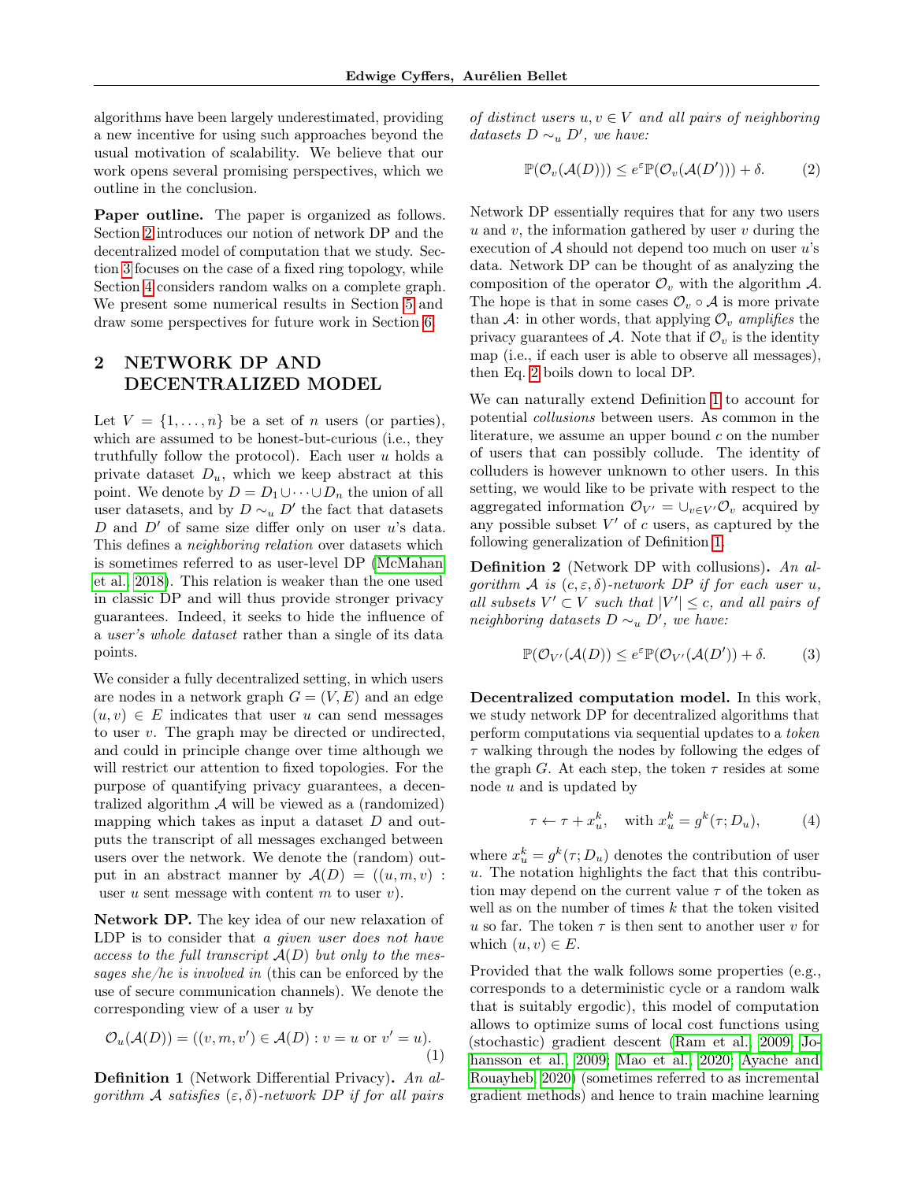algorithms have been largely underestimated, providing a new incentive for using such approaches beyond the usual motivation of scalability. We believe that our work opens several promising perspectives, which we outline in the conclusion.

**Paper outline.** The paper is organized as follows. Section 2 introduces our notion of network DP and the decentralized model of computation that we study. Section 3 focuses on the case of a fixed ring topology, while Section 4 considers random walks on a complete graph. We present some numerical results in Section 5 and draw some perspectives for future work in Section 6.

## 2 NETWORK DP AND DECENTRALIZED MODEL

Let $V = \{1, \dots, n\}$ be a set of $n$ users (or parties), which are assumed to be honest-but-curious (i.e., they truthfully follow the protocol). Each user $u$ holds a private dataset $D_u$, which we keep abstract at this point. We denote by $D = D_1 \cup \dots \cup D_n$ the union of all user datasets, and by $D \sim_u D'$ the fact that datasets $D$ and $D'$ of same size differ only on user $u$'s data. This defines a *neighboring relation* over datasets which is sometimes referred to as user-level DP (McMahan et al., 2018). This relation is weaker than the one used in classic DP and will thus provide stronger privacy guarantees. Indeed, it seeks to hide the influence of a *user's whole dataset* rather than a single of its data points.

We consider a fully decentralized setting, in which users are nodes in a network graph $G = (V, E)$ and an edge $(u, v) \in E$ indicates that user $u$ can send messages to user $v$. The graph may be directed or undirected, and could in principle change over time although we will restrict our attention to fixed topologies. For the purpose of quantifying privacy guarantees, a decentralized algorithm $\mathcal{A}$ will be viewed as a (randomized) mapping which takes as input a dataset $D$ and outputs the transcript of all messages exchanged between users over the network. We denote the (random) output in an abstract manner by $\mathcal{A}(D) = ((u, m, v) :$ user $u$ sent message with content $m$ to user $v)$.

**Network DP.** The key idea of our new relaxation of LDP is to consider that *a given user does not have access to the full transcript $\mathcal{A}(D)$ but only to the messages she/he is involved in* (this can be enforced by the use of secure communication channels). We denote the corresponding view of a user $u$ by

$$\mathcal{O}_u(\mathcal{A}(D)) = ((v, m, v') \in \mathcal{A}(D) : v = u \text{ or } v' = u). \tag{1}$$

**Definition 1** (Network Differential Privacy). *An algorithm $\mathcal{A}$ satisfies $(\varepsilon, \delta)$-network DP if for all pairs of distinct users $u, v \in V$ and all pairs of neighboring datasets $D \sim_u D'$, we have:*

$$\mathbb{P}(\mathcal{O}_v(\mathcal{A}(D))) \leq e^{\varepsilon} \mathbb{P}(\mathcal{O}_v(\mathcal{A}(D'))) + \delta. \tag{2}$$

Network DP essentially requires that for any two users $u$ and $v$, the information gathered by user $v$ during the execution of $\mathcal{A}$ should not depend too much on user $u$'s data. Network DP can be thought of as analyzing the composition of the operator $\mathcal{O}_v$ with the algorithm $\mathcal{A}$. The hope is that in some cases $\mathcal{O}_v \circ \mathcal{A}$ is more private than $\mathcal{A}$: in other words, that applying $\mathcal{O}_v$ *amplifies* the privacy guarantees of $\mathcal{A}$. Note that if $\mathcal{O}_v$ is the identity map (i.e., if each user is able to observe all messages), then Eq. 2 boils down to local DP.

We can naturally extend Definition 1 to account for potential *collusions* between users. As common in the literature, we assume an upper bound $c$ on the number of users that can possibly collude. The identity of colluders is however unknown to other users. In this setting, we would like to be private with respect to the aggregated information $\mathcal{O}_{V'} = \cup_{v \in V'} \mathcal{O}_v$ acquired by any possible subset $V'$ of $c$ users, as captured by the following generalization of Definition 1.

**Definition 2** (Network DP with collusions). *An algorithm $\mathcal{A}$ is $(c, \varepsilon, \delta)$-network DP if for each user $u$, all subsets $V' \subset V$ such that $|V'| \leq c$, and all pairs of neighboring datasets $D \sim_u D'$, we have:*

$$\mathbb{P}(\mathcal{O}_{V'}(\mathcal{A}(D))) \leq e^{\varepsilon} \mathbb{P}(\mathcal{O}_{V'}(\mathcal{A}(D'))) + \delta. \tag{3}$$

**Decentralized computation model.** In this work, we study network DP for decentralized algorithms that perform computations via sequential updates to a *token* $\tau$ walking through the nodes by following the edges of the graph $G$. At each step, the token $\tau$ resides at some node $u$ and is updated by

$$\tau \leftarrow \tau + x_u^k, \quad \text{with } x_u^k = g^k(\tau; D_u), \tag{4}$$

where $x_u^k = g^k(\tau; D_u)$ denotes the contribution of user $u$. The notation highlights the fact that this contribution may depend on the current value $\tau$ of the token as well as on the number of times $k$ that the token visited $u$ so far. The token $\tau$ is then sent to another user $v$ for which $(u, v) \in E$.

Provided that the walk follows some properties (e.g., corresponds to a deterministic cycle or a random walk that is suitably ergodic), this model of computation allows to optimize sums of local cost functions using (stochastic) gradient descent (Ram et al., 2009; Johansson et al., 2009; Mao et al., 2020; Ayache and Rouayheb, 2020) (sometimes referred to as incremental gradient methods) and hence to train machine learning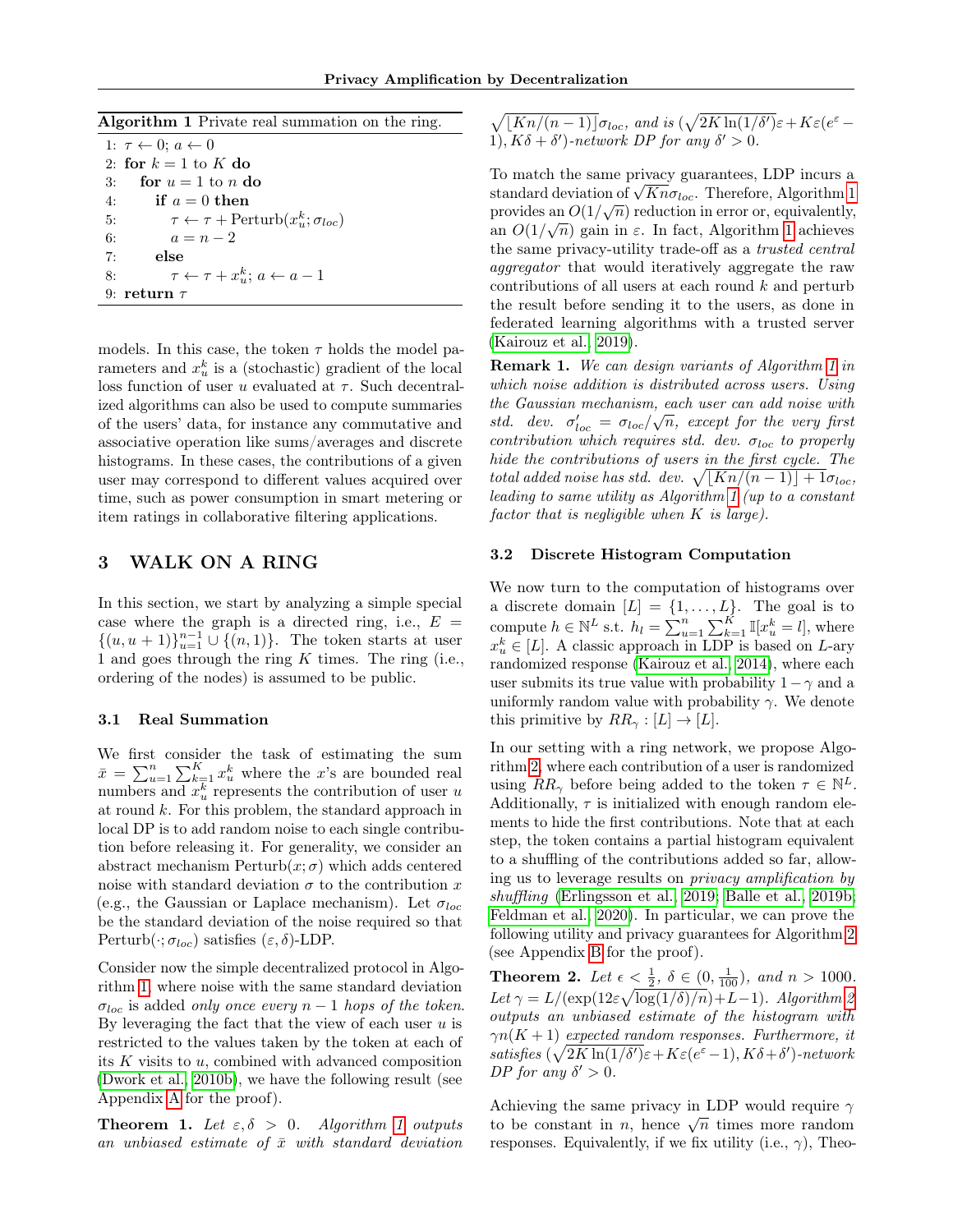**Algorithm 1** Private real summation on the ring.

```
1: τ ← 0; a ← 0
2: for k = 1 to K do
3:   for u = 1 to n do
4:     if a = 0 then
5:       τ ← τ + Perturb(x_u^k; σ_loc)
6:       a = n − 2
7:     else
8:       τ ← τ + x_u^k; a ← a − 1
9: return τ
```

models. In this case, the token $\tau$ holds the model parameters and $x_u^k$ is a (stochastic) gradient of the local loss function of user $u$ evaluated at $\tau$. Such decentralized algorithms can also be used to compute summaries of the users' data, for instance any commutative and associative operation like sums/averages and discrete histograms. In these cases, the contributions of a given user may correspond to different values acquired over time, such as power consumption in smart metering or item ratings in collaborative filtering applications.

## 3 WALK ON A RING

In this section, we start by analyzing a simple special case where the graph is a directed ring, i.e., $E = \{(u, u+1)\}_{u=1}^{n-1} \cup \{(n, 1)\}$. The token starts at user 1 and goes through the ring $K$ times. The ring (i.e., ordering of the nodes) is assumed to be public.

### 3.1 Real Summation

We first consider the task of estimating the sum $\bar{x} = \sum_{u=1}^{n} \sum_{k=1}^{K} x_u^k$ where the $x$'s are bounded real numbers and $x_u^k$ represents the contribution of user $u$ at round $k$. For this problem, the standard approach in local DP is to add random noise to each single contribution before releasing it. For generality, we consider an abstract mechanism $\text{Perturb}(x; \sigma)$ which adds centered noise with standard deviation $\sigma$ to the contribution $x$ (e.g., the Gaussian or Laplace mechanism). Let $\sigma_{loc}$ be the standard deviation of the noise required so that $\text{Perturb}(\cdot; \sigma_{loc})$ satisfies $(\varepsilon, \delta)$-LDP.

Consider now the simple decentralized protocol in Algorithm 1, where noise with the same standard deviation $\sigma_{loc}$ is added *only once every $n-1$ hops of the token*. By leveraging the fact that the view of each user $u$ is restricted to the values taken by the token at each of its $K$ visits to $u$, combined with advanced composition (Dwork et al., 2010b), we have the following result (see Appendix A for the proof).

**Theorem 1.** *Let $\varepsilon, \delta > 0$. Algorithm 1 outputs an unbiased estimate of $\bar{x}$ with standard deviation $\sqrt{\lfloor Kn/(n-1) \rfloor}\sigma_{loc}$, and is $(\sqrt{2K\ln(1/\delta')}\varepsilon + K\varepsilon(e^{\varepsilon} - 1), K\delta + \delta')$-network DP for any $\delta' > 0$.*

To match the same privacy guarantees, LDP incurs a standard deviation of $\sqrt{Kn}\sigma_{loc}$. Therefore, Algorithm 1 provides an $O(1/\sqrt{n})$ reduction in error or, equivalently, an $O(1/\sqrt{n})$ gain in $\varepsilon$. In fact, Algorithm 1 achieves the same privacy-utility trade-off as a *trusted central aggregator* that would iteratively aggregate the raw contributions of all users at each round $k$ and perturb the result before sending it to the users, as done in federated learning algorithms with a trusted server (Kairouz et al., 2019).

**Remark 1.** *We can design variants of Algorithm 1 in which noise addition is distributed across users. Using the Gaussian mechanism, each user can add noise with std. dev. $\sigma'_{loc} = \sigma_{loc}/\sqrt{n}$, except for the very first contribution which requires std. dev. $\sigma_{loc}$ to properly hide the contributions of users in the first cycle. The total added noise has std. dev. $\sqrt{\lfloor Kn/(n-1) \rfloor + 1}\sigma_{loc}$, leading to same utility as Algorithm 1 (up to a constant factor that is negligible when $K$ is large).*

### 3.2 Discrete Histogram Computation

We now turn to the computation of histograms over a discrete domain $[L] = \{1, \ldots, L\}$. The goal is to compute $h \in \mathbb{N}^L$ s.t. $h_l = \sum_{u=1}^{n} \sum_{k=1}^{K} \mathbb{I}[x_u^k = l]$, where $x_u^k \in [L]$. A classic approach in LDP is based on $L$-ary randomized response (Kairouz et al., 2014), where each user submits its true value with probability $1 - \gamma$ and a uniformly random value with probability $\gamma$. We denote this primitive by $RR_\gamma : [L] \to [L]$.

In our setting with a ring network, we propose Algorithm 2, where each contribution of a user is randomized using $RR_\gamma$ before being added to the token $\tau \in \mathbb{N}^L$. Additionally, $\tau$ is initialized with enough random elements to hide the first contributions. Note that at each step, the token contains a partial histogram equivalent to a shuffling of the contributions added so far, allowing us to leverage results on *privacy amplification by shuffling* (Erlingsson et al., 2019; Balle et al., 2019b; Feldman et al., 2020). In particular, we can prove the following utility and privacy guarantees for Algorithm 2 (see Appendix B for the proof).

**Theorem 2.** *Let $\epsilon < \frac{1}{2}$, $\delta \in (0, \frac{1}{100})$, and $n > 1000$. Let $\gamma = L/(\exp(12\varepsilon\sqrt{\log(1/\delta)/n}) + L - 1)$. Algorithm 2 outputs an unbiased estimate of the histogram with $\gamma n(K+1)$ expected random responses. Furthermore, it satisfies $(\sqrt{2K\ln(1/\delta')}\varepsilon + K\varepsilon(e^{\varepsilon} - 1), K\delta + \delta')$-network DP for any $\delta' > 0$.*

Achieving the same privacy in LDP would require $\gamma$ to be constant in $n$, hence $\sqrt{n}$ times more random responses. Equivalently, if we fix utility (i.e., $\gamma$), Theo-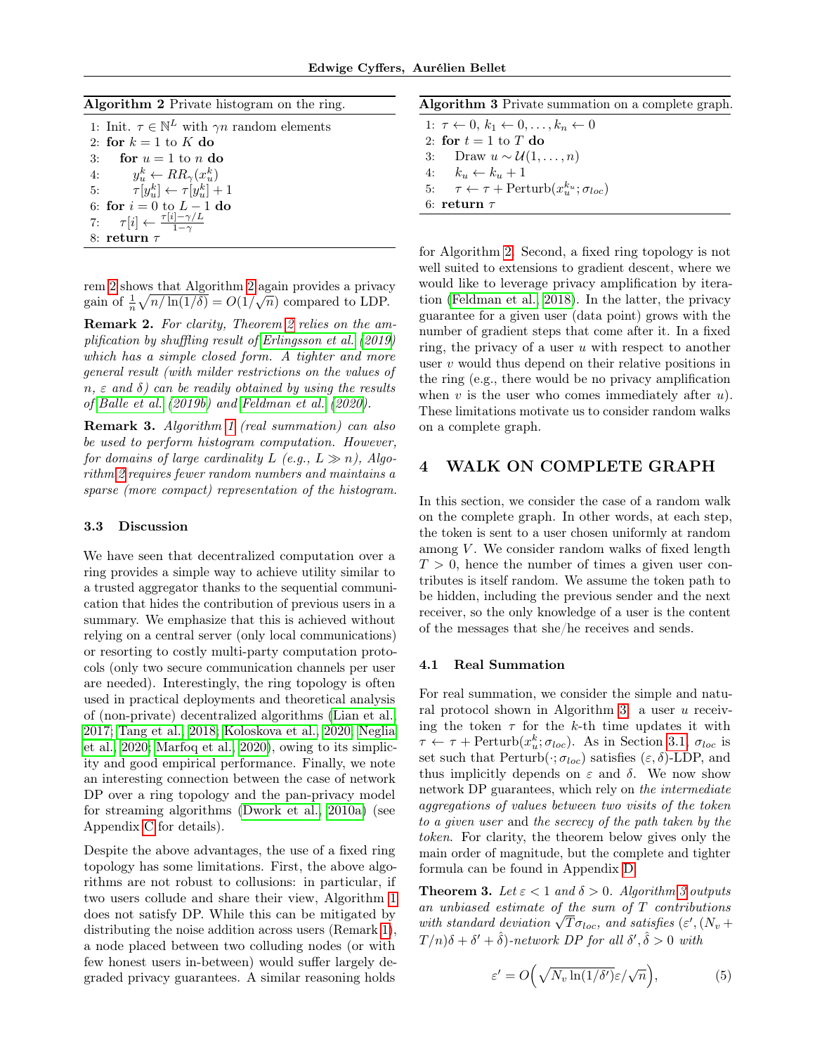**Algorithm 2** Private histogram on the ring.

```
1: Init. τ ∈ ℕ^L with γn random elements
2: for k = 1 to K do
3:     for u = 1 to n do
4:         y_u^k ← RR_γ(x_u^k)
5:         τ[y_u^k] ← τ[y_u^k] + 1
6: for i = 0 to L − 1 do
7:     τ[i] ← (τ[i] − γ/L) / (1 − γ)
8: return τ
```

rem 2 shows that Algorithm 2 again provides a privacy gain of $\frac{1}{n}\sqrt{n/\ln(1/\delta)} = O(1/\sqrt{n})$ compared to LDP.

**Remark 2.** *For clarity, Theorem 2 relies on the amplification by shuffling result of Erlingsson et al. (2019) which has a simple closed form. A tighter and more general result (with milder restrictions on the values of $n$, $\varepsilon$ and $\delta$) can be readily obtained by using the results of Balle et al. (2019b) and Feldman et al. (2020).*

**Remark 3.** *Algorithm 1 (real summation) can also be used to perform histogram computation. However, for domains of large cardinality $L$ (e.g., $L \gg n$), Algorithm 2 requires fewer random numbers and maintains a sparse (more compact) representation of the histogram.*

### 3.3 Discussion

We have seen that decentralized computation over a ring provides a simple way to achieve utility similar to a trusted aggregator thanks to the sequential communication that hides the contribution of previous users in a summary. We emphasize that this is achieved without relying on a central server (only local communications) or resorting to costly multi-party computation protocols (only two secure communication channels per user are needed). Interestingly, the ring topology is often used in practical deployments and theoretical analysis of (non-private) decentralized algorithms (Lian et al., 2017; Tang et al., 2018; Koloskova et al., 2020; Neglia et al., 2020; Marfoq et al., 2020), owing to its simplicity and good empirical performance. Finally, we note an interesting connection between the case of network DP over a ring topology and the pan-privacy model for streaming algorithms (Dwork et al., 2010a) (see Appendix C for details).

Despite the above advantages, the use of a fixed ring topology has some limitations. First, the above algorithms are not robust to collusions: in particular, if two users collude and share their view, Algorithm 1 does not satisfy DP. While this can be mitigated by distributing the noise addition across users (Remark 1), a node placed between two colluding nodes (or with few honest users in-between) would suffer largely degraded privacy guarantees. A similar reasoning holds for Algorithm 2. Second, a fixed ring topology is not well suited to extensions to gradient descent, where we would like to leverage privacy amplification by iteration (Feldman et al., 2018). In the latter, the privacy guarantee for a given user (data point) grows with the number of gradient steps that come after it. In a fixed ring, the privacy of a user $u$ with respect to another user $v$ would thus depend on their relative positions in the ring (e.g., there would be no privacy amplification when $v$ is the user who comes immediately after $u$). These limitations motivate us to consider random walks on a complete graph.

**Algorithm 3** Private summation on a complete graph.

```
1: τ ← 0, k_1 ← 0, ..., k_n ← 0
2: for t = 1 to T do
3:     Draw u ~ U(1, ..., n)
4:     k_u ← k_u + 1
5:     τ ← τ + Perturb(x_u^{k_u}; σ_loc)
6: return τ
```

## 4 WALK ON COMPLETE GRAPH

In this section, we consider the case of a random walk on the complete graph. In other words, at each step, the token is sent to a user chosen uniformly at random among $V$. We consider random walks of fixed length $T > 0$, hence the number of times a given user contributes is itself random. We assume the token path to be hidden, including the previous sender and the next receiver, so the only knowledge of a user is the content of the messages that she/he receives and sends.

### 4.1 Real Summation

For real summation, we consider the simple and natural protocol shown in Algorithm 3: a user $u$ receiving the token $\tau$ for the $k$-th time updates it with $\tau \leftarrow \tau + \text{Perturb}(x_u^k; \sigma_{loc})$. As in Section 3.1, $\sigma_{loc}$ is set such that $\text{Perturb}(\cdot; \sigma_{loc})$ satisfies $(\varepsilon, \delta)$-LDP, and thus implicitly depends on $\varepsilon$ and $\delta$. We now show network DP guarantees, which rely on *the intermediate aggregations of values between two visits of the token to a given user* and *the secrecy of the path taken by the token*. For clarity, the theorem below gives only the main order of magnitude, but the complete and tighter formula can be found in Appendix D.

**Theorem 3.** *Let $\varepsilon < 1$ and $\delta > 0$. Algorithm 3 outputs an unbiased estimate of the sum of $T$ contributions with standard deviation $\sqrt{T}\sigma_{loc}$, and satisfies $(\varepsilon', (N_v + T/n)\delta + \delta' + \hat{\delta})$-network DP for all $\delta', \hat{\delta} > 0$ with*

$$\varepsilon' = O\Big(\sqrt{N_v \ln(1/\delta')}\varepsilon/\sqrt{n}\Big), \tag{5}$$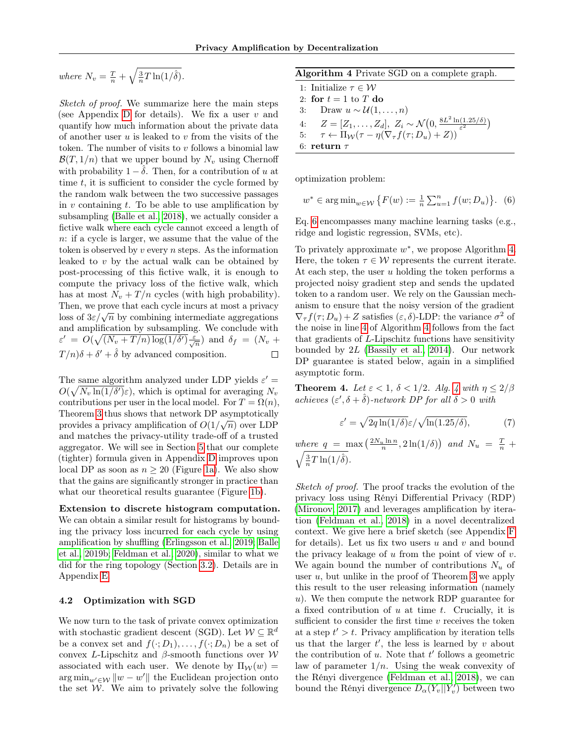*where* $N_v = \frac{T}{n} + \sqrt{\frac{3}{n}T\ln(1/\hat{\delta})}$.

*Sketch of proof.* We summarize here the main steps (see Appendix D for details). We fix a user $v$ and quantify how much information about the private data of another user $u$ is leaked to $v$ from the visits of the token. The number of visits to $v$ follows a binomial law $\mathcal{B}(T, 1/n)$ that we upper bound by $N_v$ using Chernoff with probability $1-\hat{\delta}$. Then, for a contribution of $u$ at time $t$, it is sufficient to consider the cycle formed by the random walk between the two successive passages in $v$ containing $t$. To be able to use amplification by subsampling (Balle et al., 2018), we actually consider a fictive walk where each cycle cannot exceed a length of $n$: if a cycle is larger, we assume that the value of the token is observed by $v$ every $n$ steps. As the information leaked to $v$ by the actual walk can be obtained by post-processing of this fictive walk, it is enough to compute the privacy loss of the fictive walk, which has at most $N_v + T/n$ cycles (with high probability). Then, we prove that each cycle incurs at most a privacy loss of $3\varepsilon/\sqrt{n}$ by combining intermediate aggregations and amplification by subsampling. We conclude with $\varepsilon' = O(\sqrt{(N_v + T/n)\log(1/\delta')}\frac{\varepsilon}{\sqrt{n}})$ and $\delta_f = (N_v + T/n)\delta + \delta' + \hat{\delta}$ by advanced composition. □

The same algorithm analyzed under LDP yields $\varepsilon' = O(\sqrt{N_v \ln(1/\delta')}\varepsilon)$, which is optimal for averaging $N_v$ contributions per user in the local model. For $T = \Omega(n)$, Theorem 3 thus shows that network DP asymptotically provides a privacy amplification of $O(1/\sqrt{n})$ over LDP and matches the privacy-utility trade-off of a trusted aggregator. We will see in Section 5 that our complete (tighter) formula given in Appendix D improves upon local DP as soon as $n \geq 20$ (Figure 1a). We also show that the gains are significantly stronger in practice than what our theoretical results guarantee (Figure 1b).

**Extension to discrete histogram computation.** We can obtain a similar result for histograms by bounding the privacy loss incurred for each cycle by using amplification by shuffling (Erlingsson et al., 2019; Balle et al., 2019b; Feldman et al., 2020), similar to what we did for the ring topology (Section 3.2). Details are in Appendix E.

### 4.2 Optimization with SGD

We now turn to the task of private convex optimization with stochastic gradient descent (SGD). Let $\mathcal{W} \subseteq \mathbb{R}^d$ be a convex set and $f(\cdot; D_1), \dots, f(\cdot; D_n)$ be a set of convex $L$-Lipschitz and $\beta$-smooth functions over $\mathcal{W}$ associated with each user. We denote by $\Pi_{\mathcal{W}}(w) = \arg\min_{w' \in \mathcal{W}} \|w - w'\|$ the Euclidean projection onto the set $\mathcal{W}$. We aim to privately solve the following optimization problem:

$$w^* \in \arg\min_{w \in \mathcal{W}} \left\{ F(w) := \tfrac{1}{n}\sum_{u=1}^{n} f(w; D_u) \right\}. \quad (6)$$

Eq. 6 encompasses many machine learning tasks (e.g., ridge and logistic regression, SVMs, etc).

**Algorithm 4** Private SGD on a complete graph.

1: Initialize $\tau \in \mathcal{W}$
2: **for** $t = 1$ to $T$ **do**
3: Draw $u \sim \mathcal{U}(1, \dots, n)$
4: $Z = [Z_1, \dots, Z_d],\ Z_i \sim \mathcal{N}\big(0, \frac{8L^2\ln(1.25/\delta)}{\varepsilon^2}\big)$
5: $\tau \leftarrow \Pi_{\mathcal{W}}(\tau - \eta(\nabla_\tau f(\tau; D_u) + Z))$
6: **return** $\tau$

To privately approximate $w^*$, we propose Algorithm 4. Here, the token $\tau \in \mathcal{W}$ represents the current iterate. At each step, the user $u$ holding the token performs a projected noisy gradient step and sends the updated token to a random user. We rely on the Gaussian mechanism to ensure that the noisy version of the gradient $\nabla_\tau f(\tau; D_u) + Z$ satisfies $(\varepsilon, \delta)$-LDP: the variance $\sigma^2$ of the noise in line 4 of Algorithm 4 follows from the fact that gradients of $L$-Lipschitz functions have sensitivity bounded by $2L$ (Bassily et al., 2014). Our network DP guarantee is stated below, again in a simplified asymptotic form.

**Theorem 4.** *Let* $\varepsilon < 1$, $\delta < 1/2$. *Alg. 4 with* $\eta \leq 2/\beta$ *achieves* $(\varepsilon', \delta + \hat{\delta})$*-network DP for all* $\hat{\delta} > 0$ *with*

$$\varepsilon' = \sqrt{2q\ln(1/\delta)}\varepsilon / \sqrt{\ln(1.25/\delta)}, \quad (7)$$

*where* $q = \max\big(\frac{2N_u \ln n}{n}, 2\ln(1/\delta)\big)$ *and* $N_u = \frac{T}{n} + \sqrt{\frac{3}{n}T\ln(1/\hat{\delta})}$.

*Sketch of proof.* The proof tracks the evolution of the privacy loss using Rényi Differential Privacy (RDP) (Mironov, 2017) and leverages amplification by iteration (Feldman et al., 2018) in a novel decentralized context. We give here a brief sketch (see Appendix F for details). Let us fix two users $u$ and $v$ and bound the privacy leakage of $u$ from the point of view of $v$. We again bound the number of contributions $N_u$ of user $u$, but unlike in the proof of Theorem 3 we apply this result to the user releasing information (namely $u$). We then compute the network RDP guarantee for a fixed contribution of $u$ at time $t$. Crucially, it is sufficient to consider the first time $v$ receives the token at a step $t' > t$. Privacy amplification by iteration tells us that the larger $t'$, the less is learned by $v$ about the contribution of $u$. Note that $t'$ follows a geometric law of parameter $1/n$. Using the weak convexity of the Rényi divergence (Feldman et al., 2018), we can bound the Rényi divergence $D_\alpha(Y_v \| Y_v')$ between two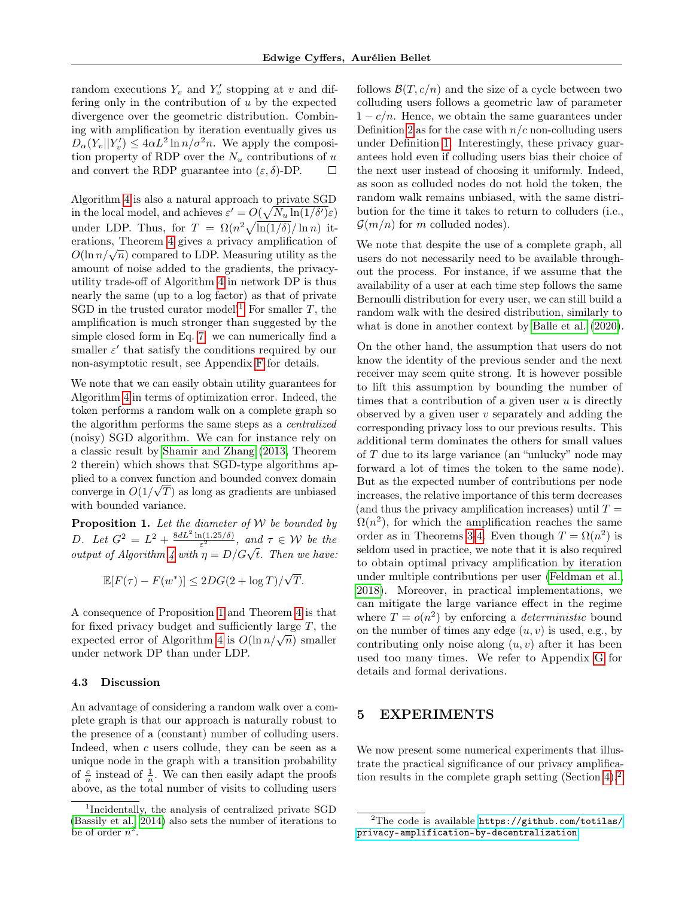random executions $Y_v$ and $Y'_v$ stopping at $v$ and differing only in the contribution of $u$ by the expected divergence over the geometric distribution. Combining with amplification by iteration eventually gives us $D_\alpha(Y_v||Y'_v) \leq 4\alpha L^2 \ln n / \sigma^2 n$. We apply the composition property of RDP over the $N_u$ contributions of $u$ and convert the RDP guarantee into $(\varepsilon, \delta)$-DP. □

Algorithm 4 is also a natural approach to private SGD in the local model, and achieves $\varepsilon' = O(\sqrt{N_u \ln(1/\delta')}\varepsilon)$ under LDP. Thus, for $T = \Omega(n^2 \sqrt{\ln(1/\delta)} / \ln n)$ iterations, Theorem 4 gives a privacy amplification of $O(\ln n / \sqrt{n})$ compared to LDP. Measuring utility as the amount of noise added to the gradients, the privacy-utility trade-off of Algorithm 4 in network DP is thus nearly the same (up to a log factor) as that of private SGD in the trusted curator model.[1] For smaller $T$, the amplification is much stronger than suggested by the simple closed form in Eq. 7: we can numerically find a smaller $\varepsilon'$ that satisfy the conditions required by our non-asymptotic result, see Appendix F for details.

We note that we can easily obtain utility guarantees for Algorithm 4 in terms of optimization error. Indeed, the token performs a random walk on a complete graph so the algorithm performs the same steps as a *centralized* (noisy) SGD algorithm. We can for instance rely on a classic result by Shamir and Zhang (2013, Theorem 2 therein) which shows that SGD-type algorithms applied to a convex function and bounded convex domain converge in $O(1/\sqrt{T})$ as long as gradients are unbiased with bounded variance.

**Proposition 1.** *Let the diameter of $\mathcal{W}$ be bounded by $D$. Let $G^2 = L^2 + \frac{8dL^2 \ln(1.25/\delta)}{\varepsilon^2}$, and $\tau \in \mathcal{W}$ be the output of Algorithm 4 with $\eta = D/G\sqrt{t}$. Then we have:*

$$\mathbb{E}[F(\tau) - F(w^*)] \leq 2DG(2 + \log T)/\sqrt{T}.$$

A consequence of Proposition 1 and Theorem 4 is that for fixed privacy budget and sufficiently large $T$, the expected error of Algorithm 4 is $O(\ln n / \sqrt{n})$ smaller under network DP than under LDP.

### 4.3 Discussion

An advantage of considering a random walk over a complete graph is that our approach is naturally robust to the presence of a (constant) number of colluding users. Indeed, when $c$ users collude, they can be seen as a unique node in the graph with a transition probability of $\frac{c}{n}$ instead of $\frac{1}{n}$. We can then easily adapt the proofs above, as the total number of visits to colluding users follows $\mathcal{B}(T, c/n)$ and the size of a cycle between two colluding users follows a geometric law of parameter $1 - c/n$. Hence, we obtain the same guarantees under Definition 2 as for the case with $n/c$ non-colluding users under Definition 1. Interestingly, these privacy guarantees hold even if colluding users bias their choice of the next user instead of choosing it uniformly. Indeed, as soon as colluded nodes do not hold the token, the random walk remains unbiased, with the same distribution for the time it takes to return to colluders (i.e., $\mathcal{G}(m/n)$ for $m$ colluded nodes).

We note that despite the use of a complete graph, all users do not necessarily need to be available throughout the process. For instance, if we assume that the availability of a user at each time step follows the same Bernoulli distribution for every user, we can still build a random walk with the desired distribution, similarly to what is done in another context by Balle et al. (2020).

On the other hand, the assumption that users do not know the identity of the previous sender and the next receiver may seem quite strong. It is however possible to lift this assumption by bounding the number of times that a contribution of a given user $u$ is directly observed by a given user $v$ separately and adding the corresponding privacy loss to our previous results. This additional term dominates the others for small values of $T$ due to its large variance (an "unlucky" node may forward a lot of times the token to the same node). But as the expected number of contributions per node increases, the relative importance of this term decreases (and thus the privacy amplification increases) until $T = \Omega(n^2)$, for which the amplification reaches the same order as in Theorems 3-4. Even though $T = \Omega(n^2)$ is seldom used in practice, we note that it is also required to obtain optimal privacy amplification by iteration under multiple contributions per user (Feldman et al., 2018). Moreover, in practical implementations, we can mitigate the large variance effect in the regime where $T = o(n^2)$ by enforcing a *deterministic* bound on the number of times any edge $(u, v)$ is used, e.g., by contributing only noise along $(u, v)$ after it has been used too many times. We refer to Appendix G for details and formal derivations.

## 5 EXPERIMENTS

We now present some numerical experiments that illustrate the practical significance of our privacy amplification results in the complete graph setting (Section 4).[2]

[1] Incidentally, the analysis of centralized private SGD (Bassily et al., 2014) also sets the number of iterations to be of order $n^2$.

[2] The code is available https://github.com/totilas/privacy-amplification-by-decentralization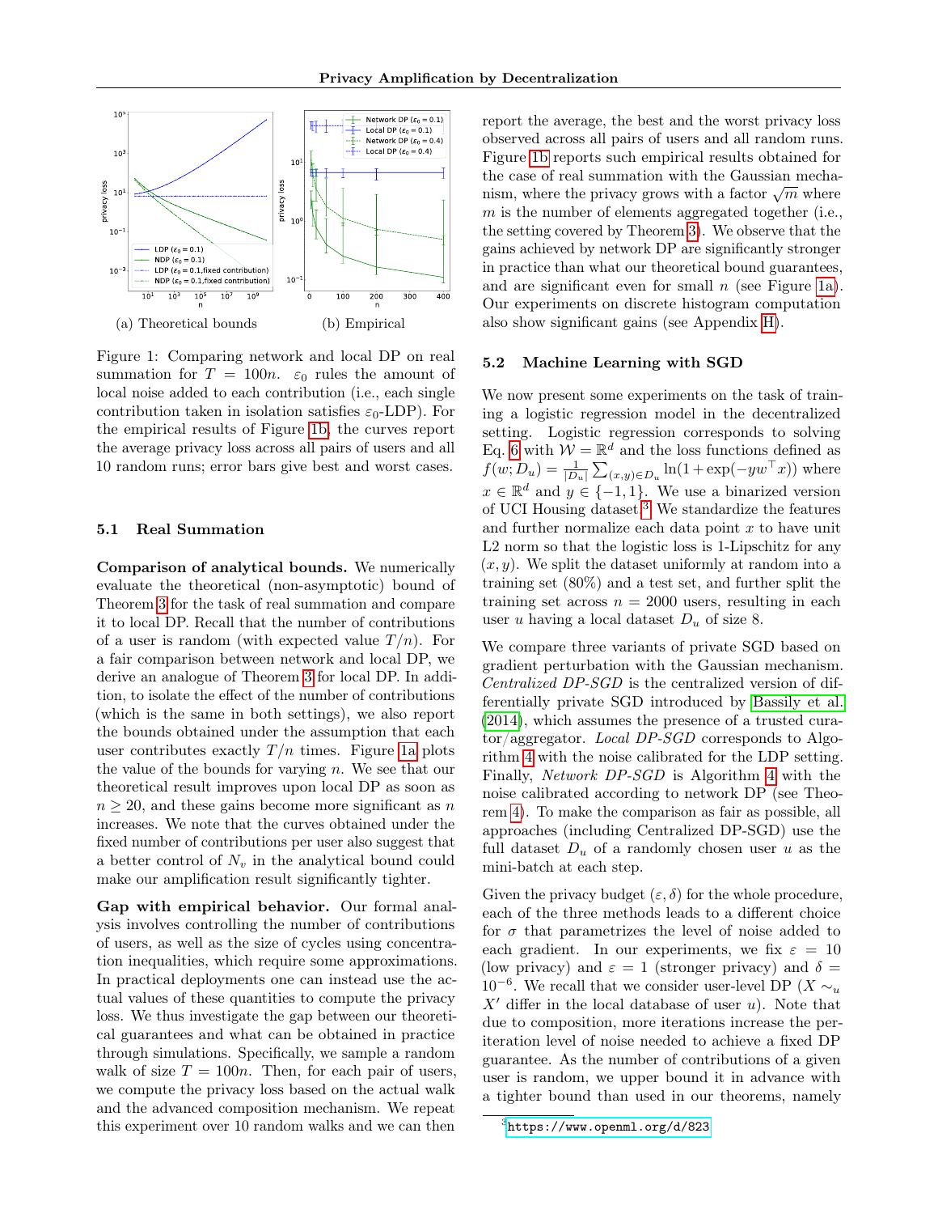(a) Theoretical bounds

(b) Empirical

Figure 1: Comparing network and local DP on real summation for $T = 100n$. $\varepsilon_0$ rules the amount of local noise added to each contribution (i.e., each single contribution taken in isolation satisfies $\varepsilon_0$-LDP). For the empirical results of Figure 1b, the curves report the average privacy loss across all pairs of users and all 10 random runs; error bars give best and worst cases.

### 5.1 Real Summation

**Comparison of analytical bounds.** We numerically evaluate the theoretical (non-asymptotic) bound of Theorem 3 for the task of real summation and compare it to local DP. Recall that the number of contributions of a user is random (with expected value $T/n$). For a fair comparison between network and local DP, we derive an analogue of Theorem 3 for local DP. In addition, to isolate the effect of the number of contributions (which is the same in both settings), we also report the bounds obtained under the assumption that each user contributes exactly $T/n$ times. Figure 1a plots the value of the bounds for varying $n$. We see that our theoretical result improves upon local DP as soon as $n \geq 20$, and these gains become more significant as $n$ increases. We note that the curves obtained under the fixed number of contributions per user also suggest that a better control of $N_v$ in the analytical bound could make our amplification result significantly tighter.

**Gap with empirical behavior.** Our formal analysis involves controlling the number of contributions of users, as well as the size of cycles using concentration inequalities, which require some approximations. In practical deployments one can instead use the actual values of these quantities to compute the privacy loss. We thus investigate the gap between our theoretical guarantees and what can be obtained in practice through simulations. Specifically, we sample a random walk of size $T = 100n$. Then, for each pair of users, we compute the privacy loss based on the actual walk and the advanced composition mechanism. We repeat this experiment over 10 random walks and we can then report the average, the best and the worst privacy loss observed across all pairs of users and all random runs. Figure 1b reports such empirical results obtained for the case of real summation with the Gaussian mechanism, where the privacy grows with a factor $\sqrt{m}$ where $m$ is the number of elements aggregated together (i.e., the setting covered by Theorem 3). We observe that the gains achieved by network DP are significantly stronger in practice than what our theoretical bound guarantees, and are significant even for small $n$ (see Figure 1a). Our experiments on discrete histogram computation also show significant gains (see Appendix H).

### 5.2 Machine Learning with SGD

We now present some experiments on the task of training a logistic regression model in the decentralized setting. Logistic regression corresponds to solving Eq. 6 with $\mathcal{W} = \mathbb{R}^d$ and the loss functions defined as $f(w; D_u) = \frac{1}{|D_u|}\sum_{(x,y)\in D_u} \ln(1 + \exp(-yw^\top x))$ where $x \in \mathbb{R}^d$ and $y \in \{-1, 1\}$. We use a binarized version of UCI Housing dataset.[3] We standardize the features and further normalize each data point $x$ to have unit L2 norm so that the logistic loss is 1-Lipschitz for any $(x, y)$. We split the dataset uniformly at random into a training set (80%) and a test set, and further split the training set across $n = 2000$ users, resulting in each user $u$ having a local dataset $D_u$ of size 8.

We compare three variants of private SGD based on gradient perturbation with the Gaussian mechanism. *Centralized DP-SGD* is the centralized version of differentially private SGD introduced by Bassily et al. (2014), which assumes the presence of a trusted curator/aggregator. *Local DP-SGD* corresponds to Algorithm 4 with the noise calibrated for the LDP setting. Finally, *Network DP-SGD* is Algorithm 4 with the noise calibrated according to network DP (see Theorem 4). To make the comparison as fair as possible, all approaches (including Centralized DP-SGD) use the full dataset $D_u$ of a randomly chosen user $u$ as the mini-batch at each step.

Given the privacy budget $(\varepsilon, \delta)$ for the whole procedure, each of the three methods leads to a different choice for $\sigma$ that parametrizes the level of noise added to each gradient. In our experiments, we fix $\varepsilon = 10$ (low privacy) and $\varepsilon = 1$ (stronger privacy) and $\delta = 10^{-6}$. We recall that we consider user-level DP ($X \sim_u X'$ differ in the local database of user $u$). Note that due to composition, more iterations increase the per-iteration level of noise needed to achieve a fixed DP guarantee. As the number of contributions of a given user is random, we upper bound it in advance with a tighter bound than used in our theorems, namely

[3] https://www.openml.org/d/823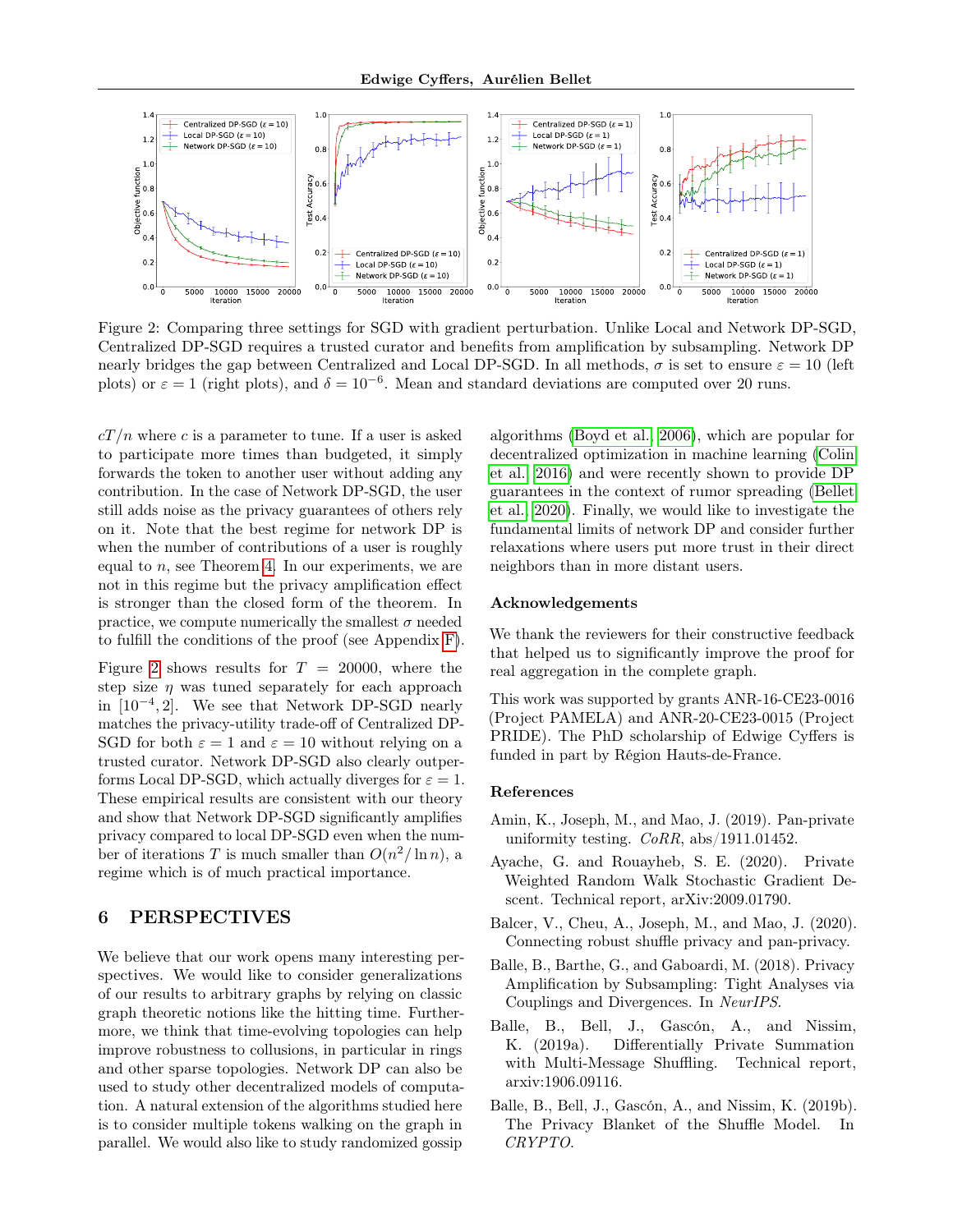Figure 2: Comparing three settings for SGD with gradient perturbation. Unlike Local and Network DP-SGD, Centralized DP-SGD requires a trusted curator and benefits from amplification by subsampling. Network DP nearly bridges the gap between Centralized and Local DP-SGD. In all methods, $\sigma$ is set to ensure $\varepsilon = 10$ (left plots) or $\varepsilon = 1$ (right plots), and $\delta = 10^{-6}$. Mean and standard deviations are computed over 20 runs.

$cT/n$ where $c$ is a parameter to tune. If a user is asked to participate more times than budgeted, it simply forwards the token to another user without adding any contribution. In the case of Network DP-SGD, the user still adds noise as the privacy guarantees of others rely on it. Note that the best regime for network DP is when the number of contributions of a user is roughly equal to $n$, see Theorem 4. In our experiments, we are not in this regime but the privacy amplification effect is stronger than the closed form of the theorem. In practice, we compute numerically the smallest $\sigma$ needed to fulfill the conditions of the proof (see Appendix F).

Figure 2 shows results for $T = 20000$, where the step size $\eta$ was tuned separately for each approach in $[10^{-4}, 2]$. We see that Network DP-SGD nearly matches the privacy-utility trade-off of Centralized DP-SGD for both $\varepsilon = 1$ and $\varepsilon = 10$ without relying on a trusted curator. Network DP-SGD also clearly outperforms Local DP-SGD, which actually diverges for $\varepsilon = 1$. These empirical results are consistent with our theory and show that Network DP-SGD significantly amplifies privacy compared to local DP-SGD even when the number of iterations $T$ is much smaller than $O(n^2/\ln n)$, a regime which is of much practical importance.

## 6 PERSPECTIVES

We believe that our work opens many interesting perspectives. We would like to consider generalizations of our results to arbitrary graphs by relying on classic graph theoretic notions like the hitting time. Furthermore, we think that time-evolving topologies can help improve robustness to collusions, in particular in rings and other sparse topologies. Network DP can also be used to study other decentralized models of computation. A natural extension of the algorithms studied here is to consider multiple tokens walking on the graph in parallel. We would also like to study randomized gossip algorithms (Boyd et al., 2006), which are popular for decentralized optimization in machine learning (Colin et al., 2016) and were recently shown to provide DP guarantees in the context of rumor spreading (Bellet et al., 2020). Finally, we would like to investigate the fundamental limits of network DP and consider further relaxations where users put more trust in their direct neighbors than in more distant users.

### Acknowledgements

We thank the reviewers for their constructive feedback that helped us to significantly improve the proof for real aggregation in the complete graph.

This work was supported by grants ANR-16-CE23-0016 (Project PAMELA) and ANR-20-CE23-0015 (Project PRIDE). The PhD scholarship of Edwige Cyffers is funded in part by Région Hauts-de-France.

### References

Amin, K., Joseph, M., and Mao, J. (2019). Pan-private uniformity testing. *CoRR*, abs/1911.01452.

Ayache, G. and Rouayheb, S. E. (2020). Private Weighted Random Walk Stochastic Gradient Descent. Technical report, arXiv:2009.01790.

Balcer, V., Cheu, A., Joseph, M., and Mao, J. (2020). Connecting robust shuffle privacy and pan-privacy.

Balle, B., Barthe, G., and Gaboardi, M. (2018). Privacy Amplification by Subsampling: Tight Analyses via Couplings and Divergences. In *NeurIPS*.

Balle, B., Bell, J., Gascón, A., and Nissim, K. (2019a). Differentially Private Summation with Multi-Message Shuffling. Technical report, arxiv:1906.09116.

Balle, B., Bell, J., Gascón, A., and Nissim, K. (2019b). The Privacy Blanket of the Shuffle Model. In *CRYPTO*.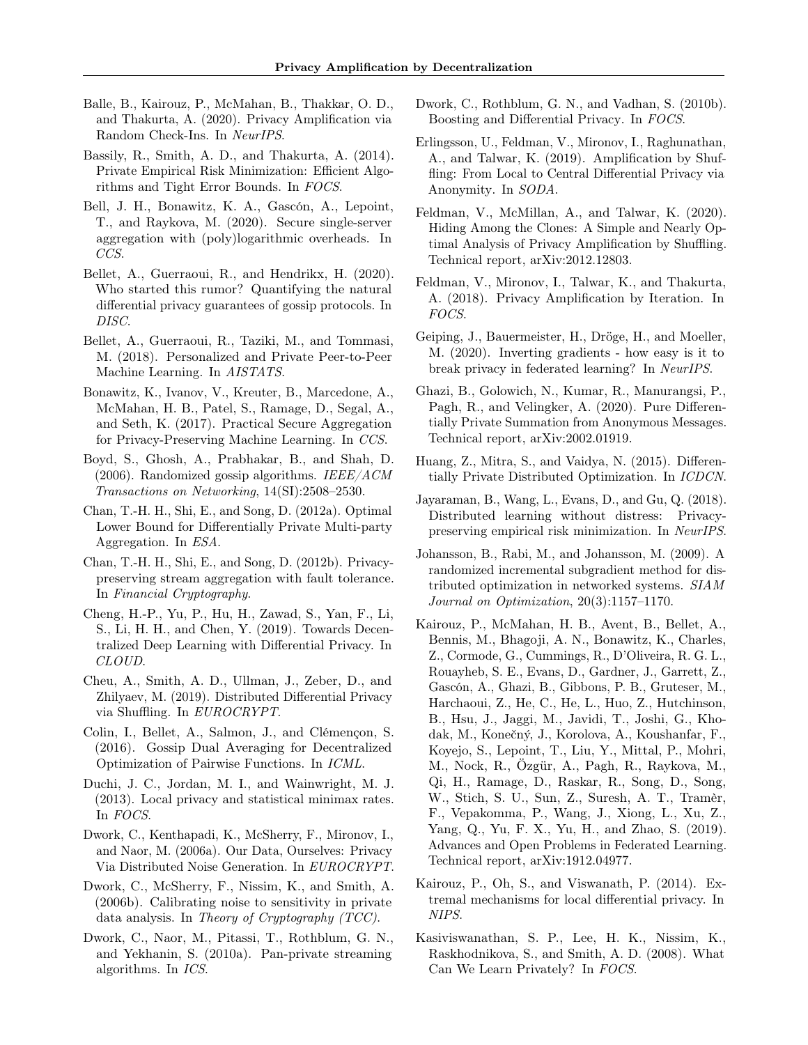Balle, B., Kairouz, P., McMahan, B., Thakkar, O. D., and Thakurta, A. (2020). Privacy Amplification via Random Check-Ins. In *NeurIPS*.

Bassily, R., Smith, A. D., and Thakurta, A. (2014). Private Empirical Risk Minimization: Efficient Algorithms and Tight Error Bounds. In *FOCS*.

Bell, J. H., Bonawitz, K. A., Gascón, A., Lepoint, T., and Raykova, M. (2020). Secure single-server aggregation with (poly)logarithmic overheads. In *CCS*.

Bellet, A., Guerraoui, R., and Hendrikx, H. (2020). Who started this rumor? Quantifying the natural differential privacy guarantees of gossip protocols. In *DISC*.

Bellet, A., Guerraoui, R., Taziki, M., and Tommasi, M. (2018). Personalized and Private Peer-to-Peer Machine Learning. In *AISTATS*.

Bonawitz, K., Ivanov, V., Kreuter, B., Marcedone, A., McMahan, H. B., Patel, S., Ramage, D., Segal, A., and Seth, K. (2017). Practical Secure Aggregation for Privacy-Preserving Machine Learning. In *CCS*.

Boyd, S., Ghosh, A., Prabhakar, B., and Shah, D. (2006). Randomized gossip algorithms. *IEEE/ACM Transactions on Networking*, 14(SI):2508–2530.

Chan, T.-H. H., Shi, E., and Song, D. (2012a). Optimal Lower Bound for Differentially Private Multi-party Aggregation. In *ESA*.

Chan, T.-H. H., Shi, E., and Song, D. (2012b). Privacy-preserving stream aggregation with fault tolerance. In *Financial Cryptography*.

Cheng, H.-P., Yu, P., Hu, H., Zawad, S., Yan, F., Li, S., Li, H. H., and Chen, Y. (2019). Towards Decentralized Deep Learning with Differential Privacy. In *CLOUD*.

Cheu, A., Smith, A. D., Ullman, J., Zeber, D., and Zhilyaev, M. (2019). Distributed Differential Privacy via Shuffling. In *EUROCRYPT*.

Colin, I., Bellet, A., Salmon, J., and Clémençon, S. (2016). Gossip Dual Averaging for Decentralized Optimization of Pairwise Functions. In *ICML*.

Duchi, J. C., Jordan, M. I., and Wainwright, M. J. (2013). Local privacy and statistical minimax rates. In *FOCS*.

Dwork, C., Kenthapadi, K., McSherry, F., Mironov, I., and Naor, M. (2006a). Our Data, Ourselves: Privacy Via Distributed Noise Generation. In *EUROCRYPT*.

Dwork, C., McSherry, F., Nissim, K., and Smith, A. (2006b). Calibrating noise to sensitivity in private data analysis. In *Theory of Cryptography (TCC)*.

Dwork, C., Naor, M., Pitassi, T., Rothblum, G. N., and Yekhanin, S. (2010a). Pan-private streaming algorithms. In *ICS*.

Dwork, C., Rothblum, G. N., and Vadhan, S. (2010b). Boosting and Differential Privacy. In *FOCS*.

Erlingsson, U., Feldman, V., Mironov, I., Raghunathan, A., and Talwar, K. (2019). Amplification by Shuffling: From Local to Central Differential Privacy via Anonymity. In *SODA*.

Feldman, V., McMillan, A., and Talwar, K. (2020). Hiding Among the Clones: A Simple and Nearly Optimal Analysis of Privacy Amplification by Shuffling. Technical report, arXiv:2012.12803.

Feldman, V., Mironov, I., Talwar, K., and Thakurta, A. (2018). Privacy Amplification by Iteration. In *FOCS*.

Geiping, J., Bauermeister, H., Dröge, H., and Moeller, M. (2020). Inverting gradients - how easy is it to break privacy in federated learning? In *NeurIPS*.

Ghazi, B., Golowich, N., Kumar, R., Manurangsi, P., Pagh, R., and Velingker, A. (2020). Pure Differentially Private Summation from Anonymous Messages. Technical report, arXiv:2002.01919.

Huang, Z., Mitra, S., and Vaidya, N. (2015). Differentially Private Distributed Optimization. In *ICDCN*.

Jayaraman, B., Wang, L., Evans, D., and Gu, Q. (2018). Distributed learning without distress: Privacy-preserving empirical risk minimization. In *NeurIPS*.

Johansson, B., Rabi, M., and Johansson, M. (2009). A randomized incremental subgradient method for distributed optimization in networked systems. *SIAM Journal on Optimization*, 20(3):1157–1170.

Kairouz, P., McMahan, H. B., Avent, B., Bellet, A., Bennis, M., Bhagoji, A. N., Bonawitz, K., Charles, Z., Cormode, G., Cummings, R., D'Oliveira, R. G. L., Rouayheb, S. E., Evans, D., Gardner, J., Garrett, Z., Gascón, A., Ghazi, B., Gibbons, P. B., Gruteser, M., Harchaoui, Z., He, C., He, L., Huo, Z., Hutchinson, B., Hsu, J., Jaggi, M., Javidi, T., Joshi, G., Khodak, M., Konečný, J., Korolova, A., Koushanfar, F., Koyejo, S., Lepoint, T., Liu, Y., Mittal, P., Mohri, M., Nock, R., Özgür, A., Pagh, R., Raykova, M., Qi, H., Ramage, D., Raskar, R., Song, D., Song, W., Stich, S. U., Sun, Z., Suresh, A. T., Tramèr, F., Vepakomma, P., Wang, J., Xiong, L., Xu, Z., Yang, Q., Yu, F. X., Yu, H., and Zhao, S. (2019). Advances and Open Problems in Federated Learning. Technical report, arXiv:1912.04977.

Kairouz, P., Oh, S., and Viswanath, P. (2014). Extremal mechanisms for local differential privacy. In *NIPS*.

Kasiviswanathan, S. P., Lee, H. K., Nissim, K., Raskhodnikova, S., and Smith, A. D. (2008). What Can We Learn Privately? In *FOCS*.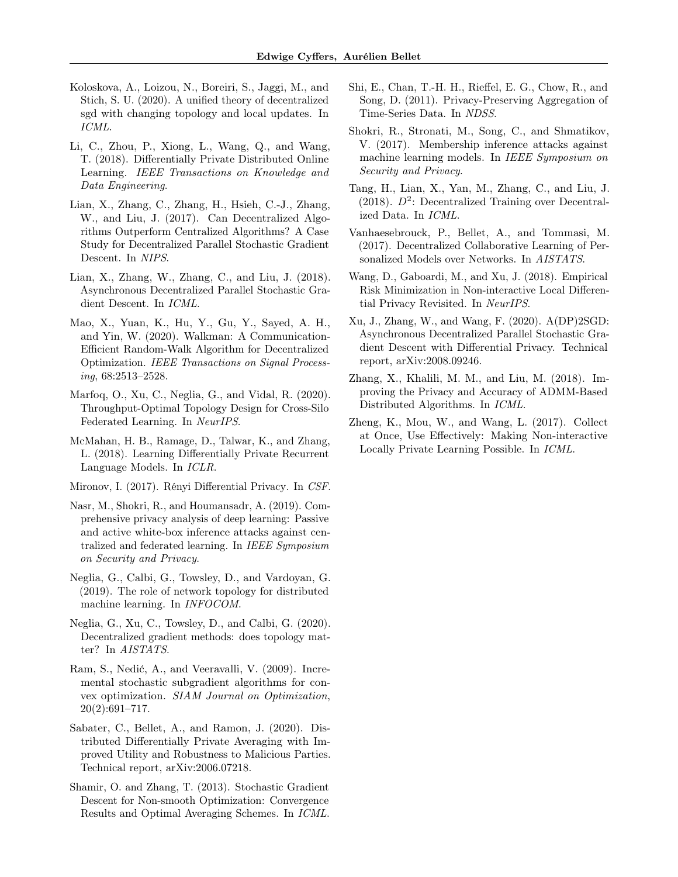Koloskova, A., Loizou, N., Boreiri, S., Jaggi, M., and Stich, S. U. (2020). A unified theory of decentralized sgd with changing topology and local updates. In *ICML*.

Li, C., Zhou, P., Xiong, L., Wang, Q., and Wang, T. (2018). Differentially Private Distributed Online Learning. *IEEE Transactions on Knowledge and Data Engineering*.

Lian, X., Zhang, C., Zhang, H., Hsieh, C.-J., Zhang, W., and Liu, J. (2017). Can Decentralized Algorithms Outperform Centralized Algorithms? A Case Study for Decentralized Parallel Stochastic Gradient Descent. In *NIPS*.

Lian, X., Zhang, W., Zhang, C., and Liu, J. (2018). Asynchronous Decentralized Parallel Stochastic Gradient Descent. In *ICML*.

Mao, X., Yuan, K., Hu, Y., Gu, Y., Sayed, A. H., and Yin, W. (2020). Walkman: A Communication-Efficient Random-Walk Algorithm for Decentralized Optimization. *IEEE Transactions on Signal Processing*, 68:2513–2528.

Marfoq, O., Xu, C., Neglia, G., and Vidal, R. (2020). Throughput-Optimal Topology Design for Cross-Silo Federated Learning. In *NeurIPS*.

McMahan, H. B., Ramage, D., Talwar, K., and Zhang, L. (2018). Learning Differentially Private Recurrent Language Models. In *ICLR*.

Mironov, I. (2017). Rényi Differential Privacy. In *CSF*.

Nasr, M., Shokri, R., and Houmansadr, A. (2019). Comprehensive privacy analysis of deep learning: Passive and active white-box inference attacks against centralized and federated learning. In *IEEE Symposium on Security and Privacy*.

Neglia, G., Calbi, G., Towsley, D., and Vardoyan, G. (2019). The role of network topology for distributed machine learning. In *INFOCOM*.

Neglia, G., Xu, C., Towsley, D., and Calbi, G. (2020). Decentralized gradient methods: does topology matter? In *AISTATS*.

Ram, S., Nedić, A., and Veeravalli, V. (2009). Incremental stochastic subgradient algorithms for convex optimization. *SIAM Journal on Optimization*, 20(2):691–717.

Sabater, C., Bellet, A., and Ramon, J. (2020). Distributed Differentially Private Averaging with Improved Utility and Robustness to Malicious Parties. Technical report, arXiv:2006.07218.

Shamir, O. and Zhang, T. (2013). Stochastic Gradient Descent for Non-smooth Optimization: Convergence Results and Optimal Averaging Schemes. In *ICML*.

Shi, E., Chan, T.-H. H., Rieffel, E. G., Chow, R., and Song, D. (2011). Privacy-Preserving Aggregation of Time-Series Data. In *NDSS*.

Shokri, R., Stronati, M., Song, C., and Shmatikov, V. (2017). Membership inference attacks against machine learning models. In *IEEE Symposium on Security and Privacy*.

Tang, H., Lian, X., Yan, M., Zhang, C., and Liu, J. (2018). $D^2$: Decentralized Training over Decentralized Data. In *ICML*.

Vanhaesebrouck, P., Bellet, A., and Tommasi, M. (2017). Decentralized Collaborative Learning of Personalized Models over Networks. In *AISTATS*.

Wang, D., Gaboardi, M., and Xu, J. (2018). Empirical Risk Minimization in Non-interactive Local Differential Privacy Revisited. In *NeurIPS*.

Xu, J., Zhang, W., and Wang, F. (2020). A(DP)2SGD: Asynchronous Decentralized Parallel Stochastic Gradient Descent with Differential Privacy. Technical report, arXiv:2008.09246.

Zhang, X., Khalili, M. M., and Liu, M. (2018). Improving the Privacy and Accuracy of ADMM-Based Distributed Algorithms. In *ICML*.

Zheng, K., Mou, W., and Wang, L. (2017). Collect at Once, Use Effectively: Making Non-interactive Locally Private Learning Possible. In *ICML*.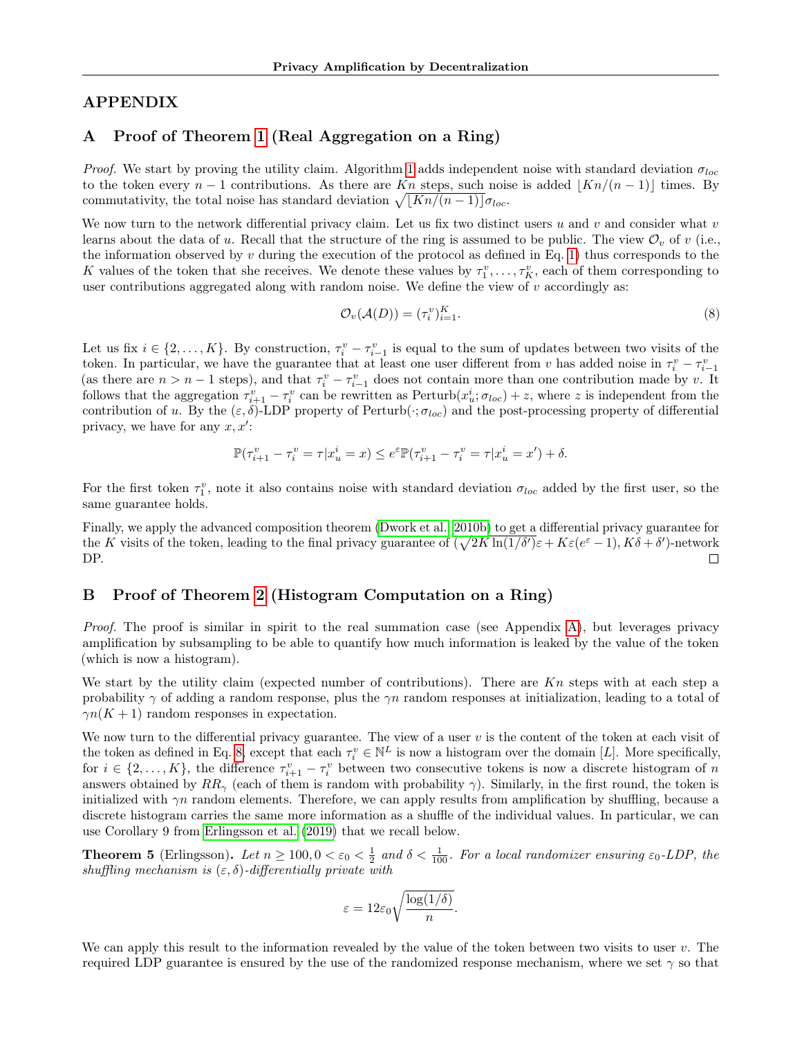# APPENDIX

## A Proof of Theorem 1 (Real Aggregation on a Ring)

*Proof.* We start by proving the utility claim. Algorithm 1 adds independent noise with standard deviation $\sigma_{loc}$ to the token every $n-1$ contributions. As there are $Kn$ steps, such noise is added $\lfloor Kn/(n-1)\rfloor$ times. By commutativity, the total noise has standard deviation $\sqrt{\lfloor Kn/(n-1)\rfloor}\sigma_{loc}$.

We now turn to the network differential privacy claim. Let us fix two distinct users $u$ and $v$ and consider what $v$ learns about the data of $u$. Recall that the structure of the ring is assumed to be public. The view $\mathcal{O}_v$ of $v$ (i.e., the information observed by $v$ during the execution of the protocol as defined in Eq. 1) thus corresponds to the $K$ values of the token that she receives. We denote these values by $\tau_1^v, \ldots, \tau_K^v$, each of them corresponding to user contributions aggregated along with random noise. We define the view of $v$ accordingly as:

$$\mathcal{O}_v(\mathcal{A}(D)) = (\tau_i^v)_{i=1}^K. \tag{8}$$

Let us fix $i \in \{2, \ldots, K\}$. By construction, $\tau_i^v - \tau_{i-1}^v$ is equal to the sum of updates between two visits of the token. In particular, we have the guarantee that at least one user different from $v$ has added noise in $\tau_i^v - \tau_{i-1}^v$ (as there are $n > n-1$ steps), and that $\tau_i^v - \tau_{i-1}^v$ does not contain more than one contribution made by $v$. It follows that the aggregation $\tau_{i+1}^v - \tau_i^v$ can be rewritten as $\text{Perturb}(x_u^i; \sigma_{loc}) + z$, where $z$ is independent from the contribution of $u$. By the $(\varepsilon, \delta)$-LDP property of $\text{Perturb}(\cdot; \sigma_{loc})$ and the post-processing property of differential privacy, we have for any $x, x'$:

$$\mathbb{P}(\tau_{i+1}^v - \tau_i^v = \tau | x_u^i = x) \leq e^{\varepsilon}\mathbb{P}(\tau_{i+1}^v - \tau_i^v = \tau | x_u^i = x') + \delta.$$

For the first token $\tau_1^v$, note it also contains noise with standard deviation $\sigma_{loc}$ added by the first user, so the same guarantee holds.

Finally, we apply the advanced composition theorem (Dwork et al., 2010b) to get a differential privacy guarantee for the $K$ visits of the token, leading to the final privacy guarantee of $(\sqrt{2K\ln(1/\delta')}\varepsilon + K\varepsilon(e^{\varepsilon}-1), K\delta + \delta')$-network DP. □

## B Proof of Theorem 2 (Histogram Computation on a Ring)

*Proof.* The proof is similar in spirit to the real summation case (see Appendix A), but leverages privacy amplification by subsampling to be able to quantify how much information is leaked by the value of the token (which is now a histogram).

We start by the utility claim (expected number of contributions). There are $Kn$ steps with at each step a probability $\gamma$ of adding a random response, plus the $\gamma n$ random responses at initialization, leading to a total of $\gamma n(K+1)$ random responses in expectation.

We now turn to the differential privacy guarantee. The view of a user $v$ is the content of the token at each visit of the token as defined in Eq. 8, except that each $\tau_i^v \in \mathbb{N}^L$ is now a histogram over the domain $[L]$. More specifically, for $i \in \{2, \ldots, K\}$, the difference $\tau_{i+1}^v - \tau_i^v$ between two consecutive tokens is now a discrete histogram of $n$ answers obtained by $RR_\gamma$ (each of them is random with probability $\gamma$). Similarly, in the first round, the token is initialized with $\gamma n$ random elements. Therefore, we can apply results from amplification by shuffling, because a discrete histogram carries the same more information as a shuffle of the individual values. In particular, we can use Corollary 9 from Erlingsson et al. (2019) that we recall below.

**Theorem 5** (Erlingsson)**.** *Let $n \geq 100$, $0 < \varepsilon_0 < \frac{1}{2}$ and $\delta < \frac{1}{100}$. For a local randomizer ensuring $\varepsilon_0$-LDP, the shuffling mechanism is $(\varepsilon, \delta)$-differentially private with*

$$\varepsilon = 12\varepsilon_0\sqrt{\frac{\log(1/\delta)}{n}}.$$

We can apply this result to the information revealed by the value of the token between two visits to user $v$. The required LDP guarantee is ensured by the use of the randomized response mechanism, where we set $\gamma$ so that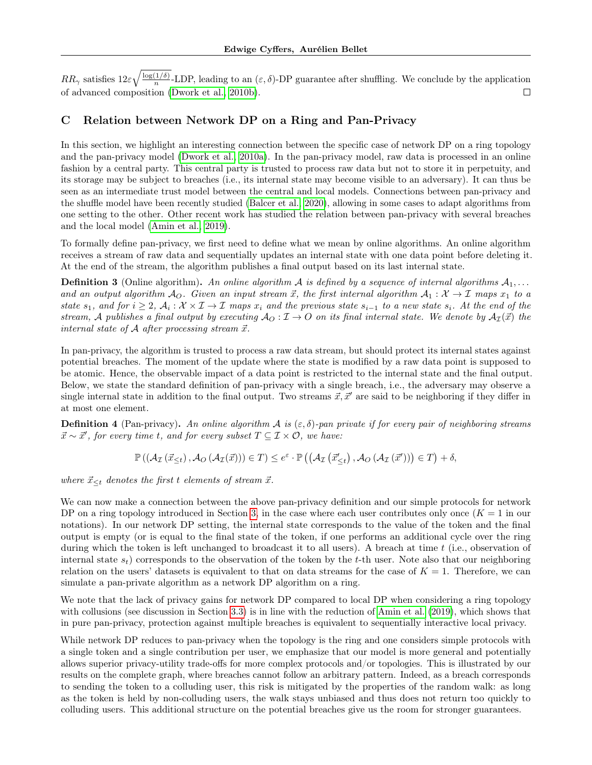$RR_\gamma$ satisfies $12\varepsilon\sqrt{\frac{\log(1/\delta)}{n}}$-LDP, leading to an $(\varepsilon, \delta)$-DP guarantee after shuffling. We conclude by the application of advanced composition (Dwork et al., 2010b). □

## C Relation between Network DP on a Ring and Pan-Privacy

In this section, we highlight an interesting connection between the specific case of network DP on a ring topology and the pan-privacy model (Dwork et al., 2010a). In the pan-privacy model, raw data is processed in an online fashion by a central party. This central party is trusted to process raw data but not to store it in perpetuity, and its storage may be subject to breaches (i.e., its internal state may become visible to an adversary). It can thus be seen as an intermediate trust model between the central and local models. Connections between pan-privacy and the shuffle model have been recently studied (Balcer et al., 2020), allowing in some cases to adapt algorithms from one setting to the other. Other recent work has studied the relation between pan-privacy with several breaches and the local model (Amin et al., 2019).

To formally define pan-privacy, we first need to define what we mean by online algorithms. An online algorithm receives a stream of raw data and sequentially updates an internal state with one data point before deleting it. At the end of the stream, the algorithm publishes a final output based on its last internal state.

**Definition 3** (Online algorithm)**.** *An online algorithm $\mathcal{A}$ is defined by a sequence of internal algorithms $\mathcal{A}_1, \ldots$ and an output algorithm $\mathcal{A}_O$. Given an input stream $\vec{x}$, the first internal algorithm $\mathcal{A}_1 : \mathcal{X} \to \mathcal{I}$ maps $x_1$ to a state $s_1$, and for $i \geq 2$, $\mathcal{A}_i : \mathcal{X} \times \mathcal{I} \to \mathcal{I}$ maps $x_i$ and the previous state $s_{i-1}$ to a new state $s_i$. At the end of the stream, $\mathcal{A}$ publishes a final output by executing $\mathcal{A}_O : \mathcal{I} \to O$ on its final internal state. We denote by $\mathcal{A}_\mathcal{I}(\vec{x})$ the internal state of $\mathcal{A}$ after processing stream $\vec{x}$.*

In pan-privacy, the algorithm is trusted to process a raw data stream, but should protect its internal states against potential breaches. The moment of the update where the state is modified by a raw data point is supposed to be atomic. Hence, the observable impact of a data point is restricted to the internal state and the final output. Below, we state the standard definition of pan-privacy with a single breach, i.e., the adversary may observe a single internal state in addition to the final output. Two streams $\vec{x}, \vec{x}'$ are said to be neighboring if they differ in at most one element.

**Definition 4** (Pan-privacy)**.** *An online algorithm $\mathcal{A}$ is $(\varepsilon, \delta)$-pan private if for every pair of neighboring streams $\vec{x} \sim \vec{x}'$, for every time $t$, and for every subset $T \subseteq \mathcal{I} \times \mathcal{O}$, we have:*

$$\mathbb{P}\left(\left(\mathcal{A}_\mathcal{I}\left(\vec{x}_{\leq t}\right), \mathcal{A}_O\left(\mathcal{A}_\mathcal{I}(\vec{x})\right)\right) \in T\right) \leq e^{\varepsilon} \cdot \mathbb{P}\left(\left(\mathcal{A}_\mathcal{I}\left(\vec{x}'_{\leq t}\right), \mathcal{A}_O\left(\mathcal{A}_\mathcal{I}\left(\vec{x}'\right)\right)\right) \in T\right) + \delta,$$

*where $\vec{x}_{\leq t}$ denotes the first $t$ elements of stream $\vec{x}$.*

We can now make a connection between the above pan-privacy definition and our simple protocols for network DP on a ring topology introduced in Section 3, in the case where each user contributes only once ($K = 1$ in our notations). In our network DP setting, the internal state corresponds to the value of the token and the final output is empty (or is equal to the final state of the token, if one performs an additional cycle over the ring during which the token is left unchanged to broadcast it to all users). A breach at time $t$ (i.e., observation of internal state $s_t$) corresponds to the observation of the token by the $t$-th user. Note also that our neighboring relation on the users' datasets is equivalent to that on data streams for the case of $K = 1$. Therefore, we can simulate a pan-private algorithm as a network DP algorithm on a ring.

We note that the lack of privacy gains for network DP compared to local DP when considering a ring topology with collusions (see discussion in Section 3.3) is in line with the reduction of Amin et al. (2019), which shows that in pure pan-privacy, protection against multiple breaches is equivalent to sequentially interactive local privacy.

While network DP reduces to pan-privacy when the topology is the ring and one considers simple protocols with a single token and a single contribution per user, we emphasize that our model is more general and potentially allows superior privacy-utility trade-offs for more complex protocols and/or topologies. This is illustrated by our results on the complete graph, where breaches cannot follow an arbitrary pattern. Indeed, as a breach corresponds to sending the token to a colluding user, this risk is mitigated by the properties of the random walk: as long as the token is held by non-colluding users, the walk stays unbiased and thus does not return too quickly to colluding users. This additional structure on the potential breaches give us the room for stronger guarantees.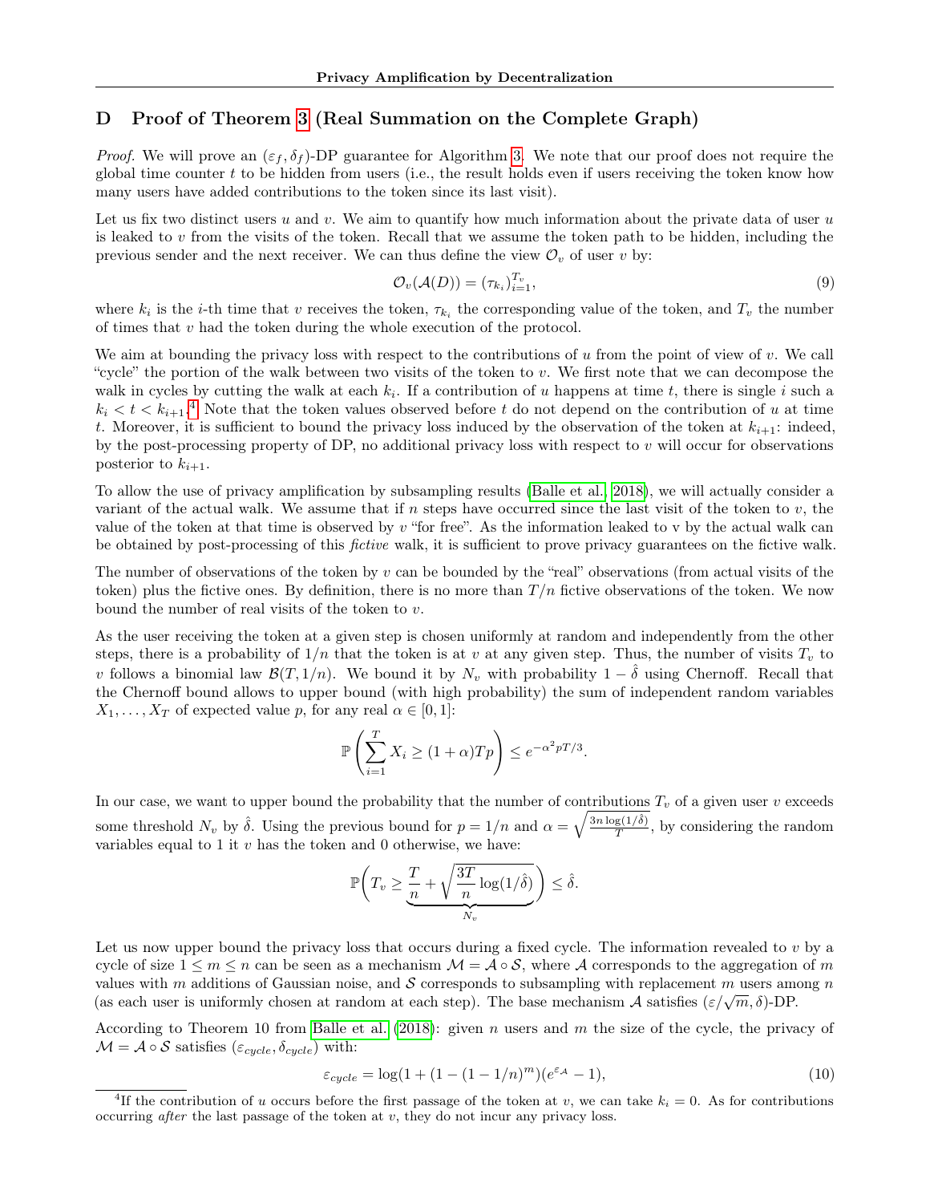## D Proof of Theorem 3 (Real Summation on the Complete Graph)

*Proof.* We will prove an $(\varepsilon_f, \delta_f)$-DP guarantee for Algorithm 3. We note that our proof does not require the global time counter $t$ to be hidden from users (i.e., the result holds even if users receiving the token know how many users have added contributions to the token since its last visit).

Let us fix two distinct users $u$ and $v$. We aim to quantify how much information about the private data of user $u$ is leaked to $v$ from the visits of the token. Recall that we assume the token path to be hidden, including the previous sender and the next receiver. We can thus define the view $\mathcal{O}_v$ of user $v$ by:

$$\mathcal{O}_v(\mathcal{A}(D)) = (\tau_{k_i})_{i=1}^{T_v}, \tag{9}$$

where $k_i$ is the $i$-th time that $v$ receives the token, $\tau_{k_i}$ the corresponding value of the token, and $T_v$ the number of times that $v$ had the token during the whole execution of the protocol.

We aim at bounding the privacy loss with respect to the contributions of $u$ from the point of view of $v$. We call "cycle" the portion of the walk between two visits of the token to $v$. We first note that we can decompose the walk in cycles by cutting the walk at each $k_i$. If a contribution of $u$ happens at time $t$, there is single $i$ such a $k_i < t < k_{i+1}$.[4] Note that the token values observed before $t$ do not depend on the contribution of $u$ at time $t$. Moreover, it is sufficient to bound the privacy loss induced by the observation of the token at $k_{i+1}$: indeed, by the post-processing property of DP, no additional privacy loss with respect to $v$ will occur for observations posterior to $k_{i+1}$.

To allow the use of privacy amplification by subsampling results (Balle et al., 2018), we will actually consider a variant of the actual walk. We assume that if $n$ steps have occurred since the last visit of the token to $v$, the value of the token at that time is observed by $v$ "for free". As the information leaked to v by the actual walk can be obtained by post-processing of this *fictive* walk, it is sufficient to prove privacy guarantees on the fictive walk.

The number of observations of the token by $v$ can be bounded by the "real" observations (from actual visits of the token) plus the fictive ones. By definition, there is no more than $T/n$ fictive observations of the token. We now bound the number of real visits of the token to $v$.

As the user receiving the token at a given step is chosen uniformly at random and independently from the other steps, there is a probability of $1/n$ that the token is at $v$ at any given step. Thus, the number of visits $T_v$ to $v$ follows a binomial law $\mathcal{B}(T, 1/n)$. We bound it by $N_v$ with probability $1 - \hat{\delta}$ using Chernoff. Recall that the Chernoff bound allows to upper bound (with high probability) the sum of independent random variables $X_1, \dots, X_T$ of expected value $p$, for any real $\alpha \in [0, 1]$:

$$\mathbb{P}\left(\sum_{i=1}^{T} X_i \geq (1+\alpha)Tp\right) \leq e^{-\alpha^2 pT/3}.$$

In our case, we want to upper bound the probability that the number of contributions $T_v$ of a given user $v$ exceeds some threshold $N_v$ by $\hat{\delta}$. Using the previous bound for $p = 1/n$ and $\alpha = \sqrt{\frac{3n \log(1/\hat{\delta})}{T}}$, by considering the random variables equal to 1 it $v$ has the token and 0 otherwise, we have:

$$\mathbb{P}\Bigg(T_v \geq \underbrace{\frac{T}{n} + \sqrt{\frac{3T}{n}\log(1/\hat{\delta})}}_{N_v}\Bigg) \leq \hat{\delta}.$$

Let us now upper bound the privacy loss that occurs during a fixed cycle. The information revealed to $v$ by a cycle of size $1 \leq m \leq n$ can be seen as a mechanism $\mathcal{M} = \mathcal{A} \circ \mathcal{S}$, where $\mathcal{A}$ corresponds to the aggregation of $m$ values with $m$ additions of Gaussian noise, and $\mathcal{S}$ corresponds to subsampling with replacement $m$ users among $n$ (as each user is uniformly chosen at random at each step). The base mechanism $\mathcal{A}$ satisfies $(\varepsilon/\sqrt{m}, \delta)$-DP.

According to Theorem 10 from Balle et al. (2018): given $n$ users and $m$ the size of the cycle, the privacy of $\mathcal{M} = \mathcal{A} \circ \mathcal{S}$ satisfies $(\varepsilon_{cycle}, \delta_{cycle})$ with:

$$\varepsilon_{cycle} = \log(1 + (1 - (1 - 1/n)^m)(e^{\varepsilon_{\mathcal{A}}} - 1), \tag{10}$$

[4] If the contribution of $u$ occurs before the first passage of the token at $v$, we can take $k_i = 0$. As for contributions occurring *after* the last passage of the token at $v$, they do not incur any privacy loss.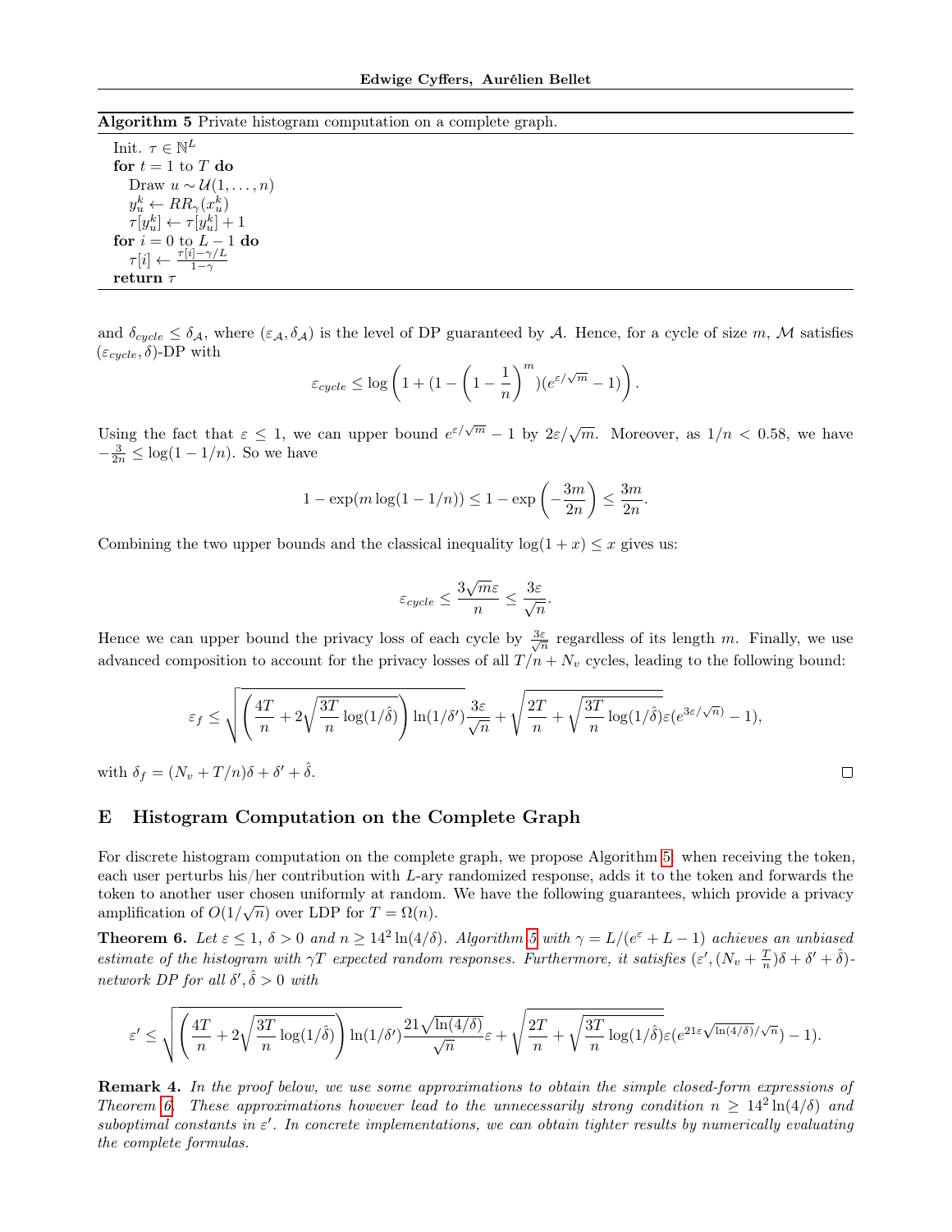**Algorithm 5** Private histogram computation on a complete graph.

Init. $\tau \in \mathbb{N}^L$
**for** $t = 1$ to $T$ **do**
  Draw $u \sim \mathcal{U}(1, \dots, n)$
  $y_u^k \leftarrow RR_\gamma(x_u^k)$
  $\tau[y_u^k] \leftarrow \tau[y_u^k] + 1$
**for** $i = 0$ to $L-1$ **do**
  $\tau[i] \leftarrow \frac{\tau[i] - \gamma/L}{1-\gamma}$
**return** $\tau$

and $\delta_{cycle} \leq \delta_{\mathcal{A}}$, where $(\varepsilon_{\mathcal{A}}, \delta_{\mathcal{A}})$ is the level of DP guaranteed by $\mathcal{A}$. Hence, for a cycle of size $m$, $\mathcal{M}$ satisfies $(\varepsilon_{cycle}, \delta)$-DP with

$$\varepsilon_{cycle} \leq \log\left(1 + (1 - \left(1 - \frac{1}{n}\right)^m)(e^{\varepsilon/\sqrt{m}} - 1)\right).$$

Using the fact that $\varepsilon \leq 1$, we can upper bound $e^{\varepsilon/\sqrt{m}} - 1$ by $2\varepsilon/\sqrt{m}$. Moreover, as $1/n < 0.58$, we have $-\frac{3}{2n} \leq \log(1 - 1/n)$. So we have

$$1 - \exp(m \log(1 - 1/n)) \leq 1 - \exp\left(-\frac{3m}{2n}\right) \leq \frac{3m}{2n}.$$

Combining the two upper bounds and the classical inequality $\log(1+x) \leq x$ gives us:

$$\varepsilon_{cycle} \leq \frac{3\sqrt{m}\varepsilon}{n} \leq \frac{3\varepsilon}{\sqrt{n}}.$$

Hence we can upper bound the privacy loss of each cycle by $\frac{3\varepsilon}{\sqrt{n}}$ regardless of its length $m$. Finally, we use advanced composition to account for the privacy losses of all $T/n + N_v$ cycles, leading to the following bound:

$$\varepsilon_f \leq \sqrt{\left(\frac{4T}{n} + 2\sqrt{\frac{3T}{n}\log(1/\hat{\delta})}\right)\ln(1/\delta')}\frac{3\varepsilon}{\sqrt{n}} + \sqrt{\frac{2T}{n} + \sqrt{\frac{3T}{n}\log(1/\hat{\delta})}}\varepsilon(e^{3\varepsilon/\sqrt{n}}) - 1),$$

with $\delta_f = (N_v + T/n)\delta + \delta' + \hat{\delta}$. □

## E Histogram Computation on the Complete Graph

For discrete histogram computation on the complete graph, we propose Algorithm 5: when receiving the token, each user perturbs his/her contribution with $L$-ary randomized response, adds it to the token and forwards the token to another user chosen uniformly at random. We have the following guarantees, which provide a privacy amplification of $O(1/\sqrt{n})$ over LDP for $T = \Omega(n)$.

**Theorem 6.** *Let $\varepsilon \leq 1$, $\delta > 0$ and $n \geq 14^2 \ln(4/\delta)$. Algorithm 5 with $\gamma = L/(e^\varepsilon + L - 1)$ achieves an unbiased estimate of the histogram with $\gamma T$ expected random responses. Furthermore, it satisfies $(\varepsilon', (N_v + \frac{T}{n})\delta + \delta' + \hat{\delta})$-network DP for all $\delta', \hat{\delta} > 0$ with*

$$\varepsilon' \leq \sqrt{\left(\frac{4T}{n} + 2\sqrt{\frac{3T}{n}\log(1/\hat{\delta})}\right)\ln(1/\delta')}\frac{21\sqrt{\ln(4/\delta)}}{\sqrt{n}}\varepsilon + \sqrt{\frac{2T}{n} + \sqrt{\frac{3T}{n}\log(1/\hat{\delta})}}\varepsilon(e^{21\varepsilon\sqrt{\ln(4/\delta)}/\sqrt{n}}) - 1).$$

**Remark 4.** *In the proof below, we use some approximations to obtain the simple closed-form expressions of Theorem 6. These approximations however lead to the unnecessarily strong condition $n \geq 14^2 \ln(4/\delta)$ and suboptimal constants in $\varepsilon'$. In concrete implementations, we can obtain tighter results by numerically evaluating the complete formulas.*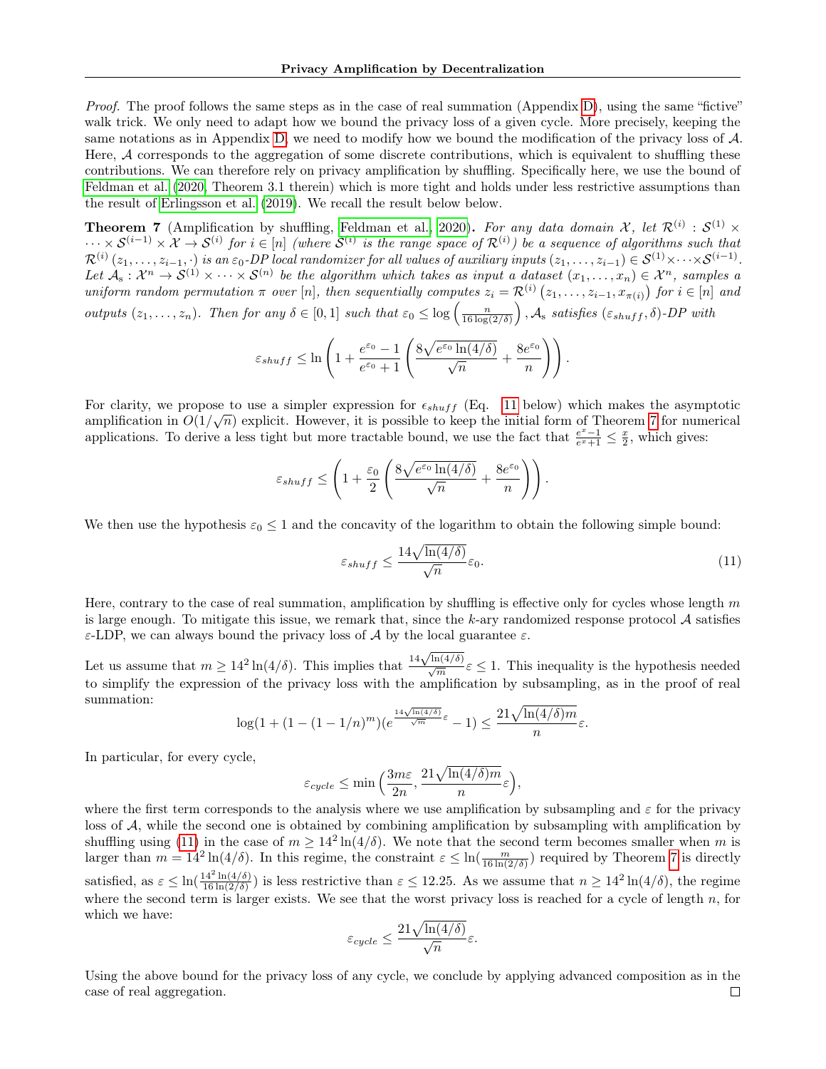*Proof.* The proof follows the same steps as in the case of real summation (Appendix D), using the same "fictive" walk trick. We only need to adapt how we bound the privacy loss of a given cycle. More precisely, keeping the same notations as in Appendix D, we need to modify how we bound the modification of the privacy loss of $\mathcal{A}$. Here, $\mathcal{A}$ corresponds to the aggregation of some discrete contributions, which is equivalent to shuffling these contributions. We can therefore rely on privacy amplification by shuffling. Specifically here, we use the bound of Feldman et al. (2020, Theorem 3.1 therein) which is more tight and holds under less restrictive assumptions than the result of Erlingsson et al. (2019). We recall the result below below.

**Theorem 7** (Amplification by shuffling, Feldman et al., 2020)**.** *For any data domain $\mathcal{X}$, let $\mathcal{R}^{(i)} : \mathcal{S}^{(1)} \times \cdots \times \mathcal{S}^{(i-1)} \times \mathcal{X} \to \mathcal{S}^{(i)}$ for $i \in [n]$ (where $\mathcal{S}^{(i)}$ is the range space of $\mathcal{R}^{(i)}$) be a sequence of algorithms such that $\mathcal{R}^{(i)}(z_1, \ldots, z_{i-1}, \cdot)$ is an $\varepsilon_0$-DP local randomizer for all values of auxiliary inputs $(z_1, \ldots, z_{i-1}) \in \mathcal{S}^{(1)} \times \cdots \times \mathcal{S}^{(i-1)}$. Let $\mathcal{A}_{\mathrm{s}} : \mathcal{X}^n \to \mathcal{S}^{(1)} \times \cdots \times \mathcal{S}^{(n)}$ be the algorithm which takes as input a dataset $(x_1, \ldots, x_n) \in \mathcal{X}^n$, samples a uniform random permutation $\pi$ over $[n]$, then sequentially computes $z_i = \mathcal{R}^{(i)}\left(z_1, \ldots, z_{i-1}, x_{\pi(i)}\right)$ for $i \in [n]$ and outputs $(z_1, \ldots, z_n)$. Then for any $\delta \in [0,1]$ such that $\varepsilon_0 \leq \log\left(\frac{n}{16 \log(2/\delta)}\right)$, $\mathcal{A}_{\mathrm{s}}$ satisfies $(\varepsilon_{shuff}, \delta)$-DP with*

$$\varepsilon_{shuff} \leq \ln\left(1 + \frac{e^{\varepsilon_0} - 1}{e^{\varepsilon_0} + 1}\left(\frac{8\sqrt{e^{\varepsilon_0}\ln(4/\delta)}}{\sqrt{n}} + \frac{8e^{\varepsilon_0}}{n}\right)\right).$$

For clarity, we propose to use a simpler expression for $\epsilon_{shuff}$ (Eq. 11 below) which makes the asymptotic amplification in $O(1/\sqrt{n})$ explicit. However, it is possible to keep the initial form of Theorem 7 for numerical applications. To derive a less tight but more tractable bound, we use the fact that $\frac{e^x-1}{e^x+1} \leq \frac{x}{2}$, which gives:

$$\varepsilon_{shuff} \leq \left(1 + \frac{\varepsilon_0}{2}\left(\frac{8\sqrt{e^{\varepsilon_0}\ln(4/\delta)}}{\sqrt{n}} + \frac{8e^{\varepsilon_0}}{n}\right)\right).$$

We then use the hypothesis $\varepsilon_0 \leq 1$ and the concavity of the logarithm to obtain the following simple bound:

$$\varepsilon_{shuff} \leq \frac{14\sqrt{\ln(4/\delta)}}{\sqrt{n}}\varepsilon_0. \tag{11}$$

Here, contrary to the case of real summation, amplification by shuffling is effective only for cycles whose length $m$ is large enough. To mitigate this issue, we remark that, since the $k$-ary randomized response protocol $\mathcal{A}$ satisfies $\varepsilon$-LDP, we can always bound the privacy loss of $\mathcal{A}$ by the local guarantee $\varepsilon$.

Let us assume that $m \geq 14^2 \ln(4/\delta)$. This implies that $\frac{14\sqrt{\ln(4/\delta)}}{\sqrt{m}}\varepsilon \leq 1$. This inequality is the hypothesis needed to simplify the expression of the privacy loss with the amplification by subsampling, as in the proof of real summation:

$$\log(1 + (1 - (1 - 1/n)^m)(e^{\frac{14\sqrt{\ln(4/\delta)}}{\sqrt{m}}\varepsilon} - 1) \leq \frac{21\sqrt{\ln(4/\delta)m}}{n}\varepsilon.$$

In particular, for every cycle,

$$\varepsilon_{cycle} \leq \min\Big(\frac{3m\varepsilon}{2n}, \frac{21\sqrt{\ln(4/\delta)m}}{n}\varepsilon\Big),$$

where the first term corresponds to the analysis where we use amplification by subsampling and $\varepsilon$ for the privacy loss of $\mathcal{A}$, while the second one is obtained by combining amplification by subsampling with amplification by shuffling using (11) in the case of $m \geq 14^2 \ln(4/\delta)$. We note that the second term becomes smaller when $m$ is larger than $m = 14^2 \ln(4/\delta)$. In this regime, the constraint $\varepsilon \leq \ln(\frac{m}{16\ln(2/\delta)})$ required by Theorem 7 is directly satisfied, as $\varepsilon \leq \ln(\frac{14^2 \ln(4/\delta)}{16 \ln(2/\delta)})$ is less restrictive than $\varepsilon \leq 12.25$. As we assume that $n \geq 14^2 \ln(4/\delta)$, the regime where the second term is larger exists. We see that the worst privacy loss is reached for a cycle of length $n$, for which we have:

$$\varepsilon_{cycle} \leq \frac{21\sqrt{\ln(4/\delta)}}{\sqrt{n}}\varepsilon.$$

Using the above bound for the privacy loss of any cycle, we conclude by applying advanced composition as in the case of real aggregation. ◻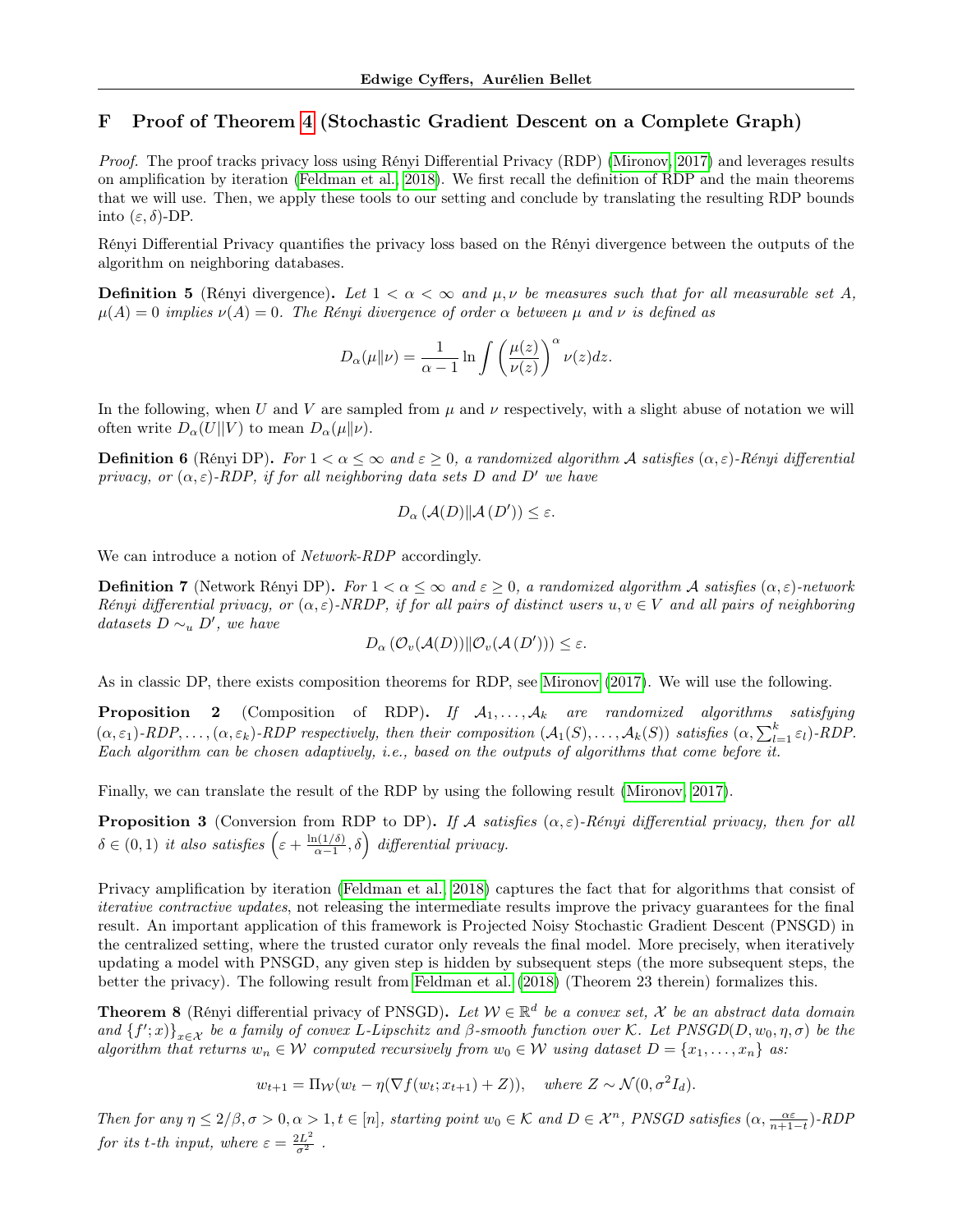## F Proof of Theorem 4 (Stochastic Gradient Descent on a Complete Graph)

*Proof.* The proof tracks privacy loss using Rényi Differential Privacy (RDP) (Mironov, 2017) and leverages results on amplification by iteration (Feldman et al., 2018). We first recall the definition of RDP and the main theorems that we will use. Then, we apply these tools to our setting and conclude by translating the resulting RDP bounds into $(\varepsilon, \delta)$-DP.

Rényi Differential Privacy quantifies the privacy loss based on the Rényi divergence between the outputs of the algorithm on neighboring databases.

**Definition 5** (Rényi divergence)**.** *Let $1 < \alpha < \infty$ and $\mu, \nu$ be measures such that for all measurable set $A$, $\mu(A) = 0$ implies $\nu(A) = 0$. The Rényi divergence of order $\alpha$ between $\mu$ and $\nu$ is defined as*

$$D_\alpha(\mu \| \nu) = \frac{1}{\alpha - 1} \ln \int \left( \frac{\mu(z)}{\nu(z)} \right)^\alpha \nu(z) dz.$$

In the following, when $U$ and $V$ are sampled from $\mu$ and $\nu$ respectively, with a slight abuse of notation we will often write $D_\alpha(U \| V)$ to mean $D_\alpha(\mu \| \nu)$.

**Definition 6** (Rényi DP)**.** *For $1 < \alpha \leq \infty$ and $\varepsilon \geq 0$, a randomized algorithm $\mathcal{A}$ satisfies $(\alpha, \varepsilon)$-Rényi differential privacy, or $(\alpha, \varepsilon)$-RDP, if for all neighboring data sets $D$ and $D'$ we have*

$$D_\alpha\left(\mathcal{A}(D) \| \mathcal{A}\left(D'\right)\right) \leq \varepsilon.$$

We can introduce a notion of *Network-RDP* accordingly.

**Definition 7** (Network Rényi DP)**.** *For $1 < \alpha \leq \infty$ and $\varepsilon \geq 0$, a randomized algorithm $\mathcal{A}$ satisfies $(\alpha, \varepsilon)$-network Rényi differential privacy, or $(\alpha, \varepsilon)$-NRDP, if for all pairs of distinct users $u, v \in V$ and all pairs of neighboring datasets $D \sim_u D'$, we have*

$$D_\alpha\left(\mathcal{O}_v(\mathcal{A}(D)) \| \mathcal{O}_v(\mathcal{A}\left(D'\right))\right) \leq \varepsilon.$$

As in classic DP, there exists composition theorems for RDP, see Mironov (2017). We will use the following.

**Proposition 2** (Composition of RDP)**.** *If $\mathcal{A}_1, \ldots, \mathcal{A}_k$ are randomized algorithms satisfying $(\alpha, \varepsilon_1)$-RDP, $\ldots, (\alpha, \varepsilon_k)$-RDP respectively, then their composition $(\mathcal{A}_1(S), \ldots, \mathcal{A}_k(S))$ satisfies $(\alpha, \sum_{l=1}^k \varepsilon_l)$-RDP. Each algorithm can be chosen adaptively, i.e., based on the outputs of algorithms that come before it.*

Finally, we can translate the result of the RDP by using the following result (Mironov, 2017).

**Proposition 3** (Conversion from RDP to DP)**.** *If $\mathcal{A}$ satisfies $(\alpha, \varepsilon)$-Rényi differential privacy, then for all $\delta \in (0, 1)$ it also satisfies $\left(\varepsilon + \frac{\ln(1/\delta)}{\alpha - 1}, \delta\right)$ differential privacy.*

Privacy amplification by iteration (Feldman et al., 2018) captures the fact that for algorithms that consist of *iterative contractive updates*, not releasing the intermediate results improve the privacy guarantees for the final result. An important application of this framework is Projected Noisy Stochastic Gradient Descent (PNSGD) in the centralized setting, where the trusted curator only reveals the final model. More precisely, when iteratively updating a model with PNSGD, any given step is hidden by subsequent steps (the more subsequent steps, the better the privacy). The following result from Feldman et al. (2018) (Theorem 23 therein) formalizes this.

**Theorem 8** (Rényi differential privacy of PNSGD)**.** *Let $\mathcal{W} \in \mathbb{R}^d$ be a convex set, $\mathcal{X}$ be an abstract data domain and $\{f'; x)\}_{x \in \mathcal{X}}$ be a family of convex $L$-Lipschitz and $\beta$-smooth function over $\mathcal{K}$. Let PNSGD$(D, w_0, \eta, \sigma)$ be the algorithm that returns $w_n \in \mathcal{W}$ computed recursively from $w_0 \in \mathcal{W}$ using dataset $D = \{x_1, \ldots, x_n\}$ as:*

$$w_{t+1} = \Pi_{\mathcal{W}}(w_t - \eta(\nabla f(w_t; x_{t+1}) + Z)), \quad \text{where } Z \sim \mathcal{N}(0, \sigma^2 I_d).$$

*Then for any $\eta \leq 2/\beta, \sigma > 0, \alpha > 1, t \in [n]$, starting point $w_0 \in \mathcal{K}$ and $D \in \mathcal{X}^n$, PNSGD satisfies $(\alpha, \frac{\alpha \varepsilon}{n+1-t})$-RDP for its $t$-th input, where $\varepsilon = \frac{2L^2}{\sigma^2}$ .*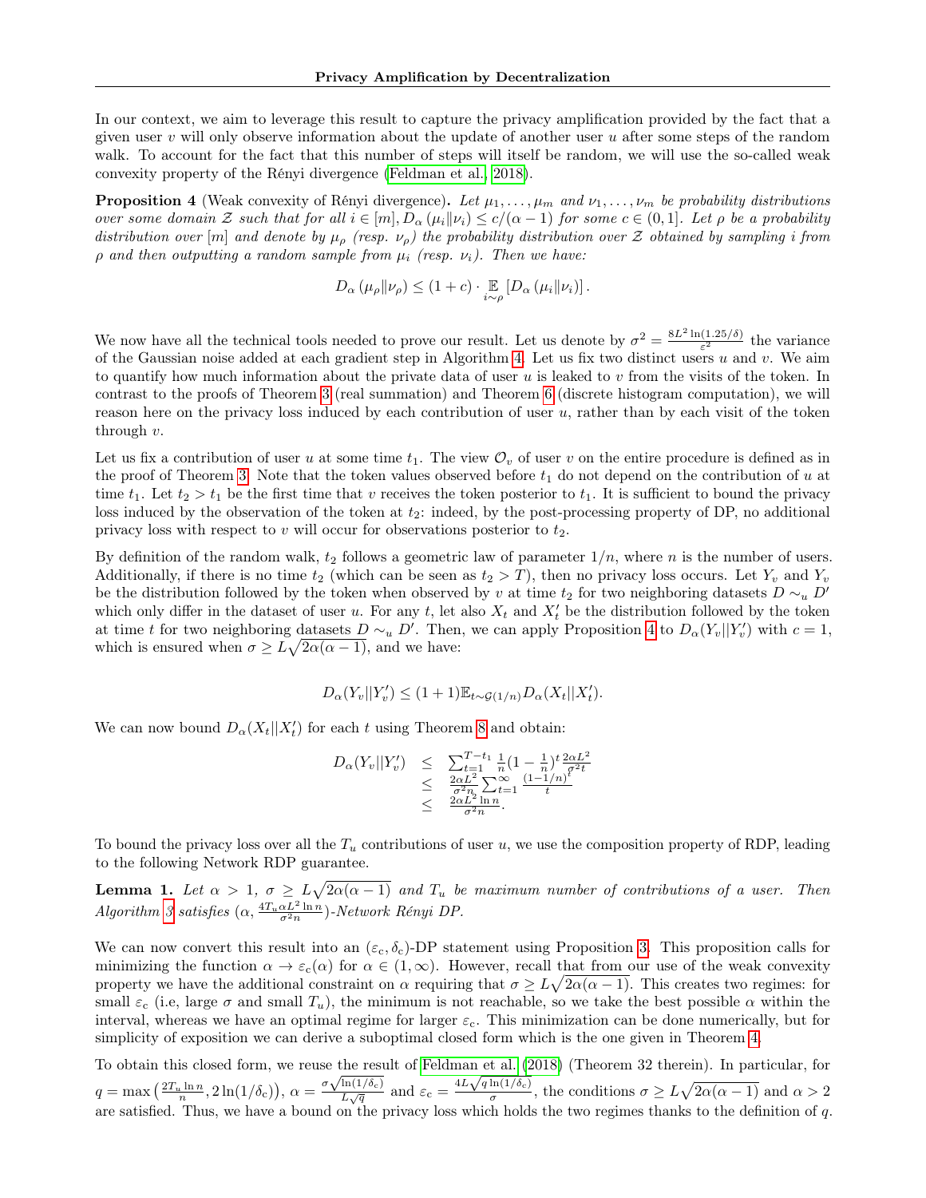In our context, we aim to leverage this result to capture the privacy amplification provided by the fact that a given user $v$ will only observe information about the update of another user $u$ after some steps of the random walk. To account for the fact that this number of steps will itself be random, we will use the so-called weak convexity property of the Rényi divergence (Feldman et al., 2018).

**Proposition 4** (Weak convexity of Rényi divergence)**.** *Let $\mu_1, \ldots, \mu_m$ and $\nu_1, \ldots, \nu_m$ be probability distributions over some domain $\mathcal{Z}$ such that for all $i \in [m], D_\alpha(\mu_i \| \nu_i) \leq c/(\alpha - 1)$ for some $c \in (0, 1]$. Let $\rho$ be a probability distribution over $[m]$ and denote by $\mu_\rho$ (resp. $\nu_\rho$) the probability distribution over $\mathcal{Z}$ obtained by sampling $i$ from $\rho$ and then outputting a random sample from $\mu_i$ (resp. $\nu_i$). Then we have:*

$$D_\alpha(\mu_\rho \| \nu_\rho) \leq (1 + c) \cdot \mathop{\mathbb{E}}_{i \sim \rho} [D_\alpha(\mu_i \| \nu_i)].$$

We now have all the technical tools needed to prove our result. Let us denote by $\sigma^2 = \frac{8L^2 \ln(1.25/\delta)}{\varepsilon^2}$ the variance of the Gaussian noise added at each gradient step in Algorithm 4. Let us fix two distinct users $u$ and $v$. We aim to quantify how much information about the private data of user $u$ is leaked to $v$ from the visits of the token. In contrast to the proofs of Theorem 3 (real summation) and Theorem 6 (discrete histogram computation), we will reason here on the privacy loss induced by each contribution of user $u$, rather than by each visit of the token through $v$.

Let us fix a contribution of user $u$ at some time $t_1$. The view $\mathcal{O}_v$ of user $v$ on the entire procedure is defined as in the proof of Theorem 3. Note that the token values observed before $t_1$ do not depend on the contribution of $u$ at time $t_1$. Let $t_2 > t_1$ be the first time that $v$ receives the token posterior to $t_1$. It is sufficient to bound the privacy loss induced by the observation of the token at $t_2$: indeed, by the post-processing property of DP, no additional privacy loss with respect to $v$ will occur for observations posterior to $t_2$.

By definition of the random walk, $t_2$ follows a geometric law of parameter $1/n$, where $n$ is the number of users. Additionally, if there is no time $t_2$ (which can be seen as $t_2 > T$), then no privacy loss occurs. Let $Y_v$ and $Y_v$ be the distribution followed by the token when observed by $v$ at time $t_2$ for two neighboring datasets $D \sim_u D'$ which only differ in the dataset of user $u$. For any $t$, let also $X_t$ and $X'_t$ be the distribution followed by the token at time $t$ for two neighboring datasets $D \sim_u D'$. Then, we can apply Proposition 4 to $D_\alpha(Y_v || Y'_v)$ with $c = 1$, which is ensured when $\sigma \geq L\sqrt{2\alpha(\alpha - 1)}$, and we have:

$$D_\alpha(Y_v || Y'_v) \leq (1 + 1)\mathbb{E}_{t \sim \mathcal{G}(1/n)} D_\alpha(X_t || X'_t).$$

We can now bound $D_\alpha(X_t || X'_t)$ for each $t$ using Theorem 8 and obtain:

$$\begin{array}{rcl} D_\alpha(Y_v || Y'_v) & \leq & \sum_{t=1}^{T-t_1} \frac{1}{n}(1 - \frac{1}{n})^t \frac{2\alpha L^2}{\sigma^2 t} \\ & \leq & \frac{2\alpha L^2}{\sigma^2 n} \sum_{t=1}^{\infty} \frac{(1-1/n)^t}{t} \\ & \leq & \frac{2\alpha L^2 \ln n}{\sigma^2 n}. \end{array}$$

To bound the privacy loss over all the $T_u$ contributions of user $u$, we use the composition property of RDP, leading to the following Network RDP guarantee.

**Lemma 1.** *Let $\alpha > 1$, $\sigma \geq L\sqrt{2\alpha(\alpha - 1)}$ and $T_u$ be maximum number of contributions of a user. Then Algorithm 3 satisfies $(\alpha, \frac{4T_u \alpha L^2 \ln n}{\sigma^2 n})$-Network Rényi DP.*

We can now convert this result into an $(\varepsilon_c, \delta_c)$-DP statement using Proposition 3. This proposition calls for minimizing the function $\alpha \to \varepsilon_c(\alpha)$ for $\alpha \in (1, \infty)$. However, recall that from our use of the weak convexity property we have the additional constraint on $\alpha$ requiring that $\sigma \geq L\sqrt{2\alpha(\alpha - 1)}$. This creates two regimes: for small $\varepsilon_c$ (i.e, large $\sigma$ and small $T_u$), the minimum is not reachable, so we take the best possible $\alpha$ within the interval, whereas we have an optimal regime for larger $\varepsilon_c$. This minimization can be done numerically, but for simplicity of exposition we can derive a suboptimal closed form which is the one given in Theorem 4.

To obtain this closed form, we reuse the result of Feldman et al. (2018) (Theorem 32 therein). In particular, for $q = \max\left(\frac{2T_u \ln n}{n}, 2\ln(1/\delta_c)\right)$, $\alpha = \frac{\sigma\sqrt{\ln(1/\delta_c)}}{L\sqrt{q}}$ and $\varepsilon_c = \frac{4L\sqrt{q\ln(1/\delta_c)}}{\sigma}$, the conditions $\sigma \geq L\sqrt{2\alpha(\alpha - 1)}$ and $\alpha > 2$ are satisfied. Thus, we have a bound on the privacy loss which holds the two regimes thanks to the definition of $q$.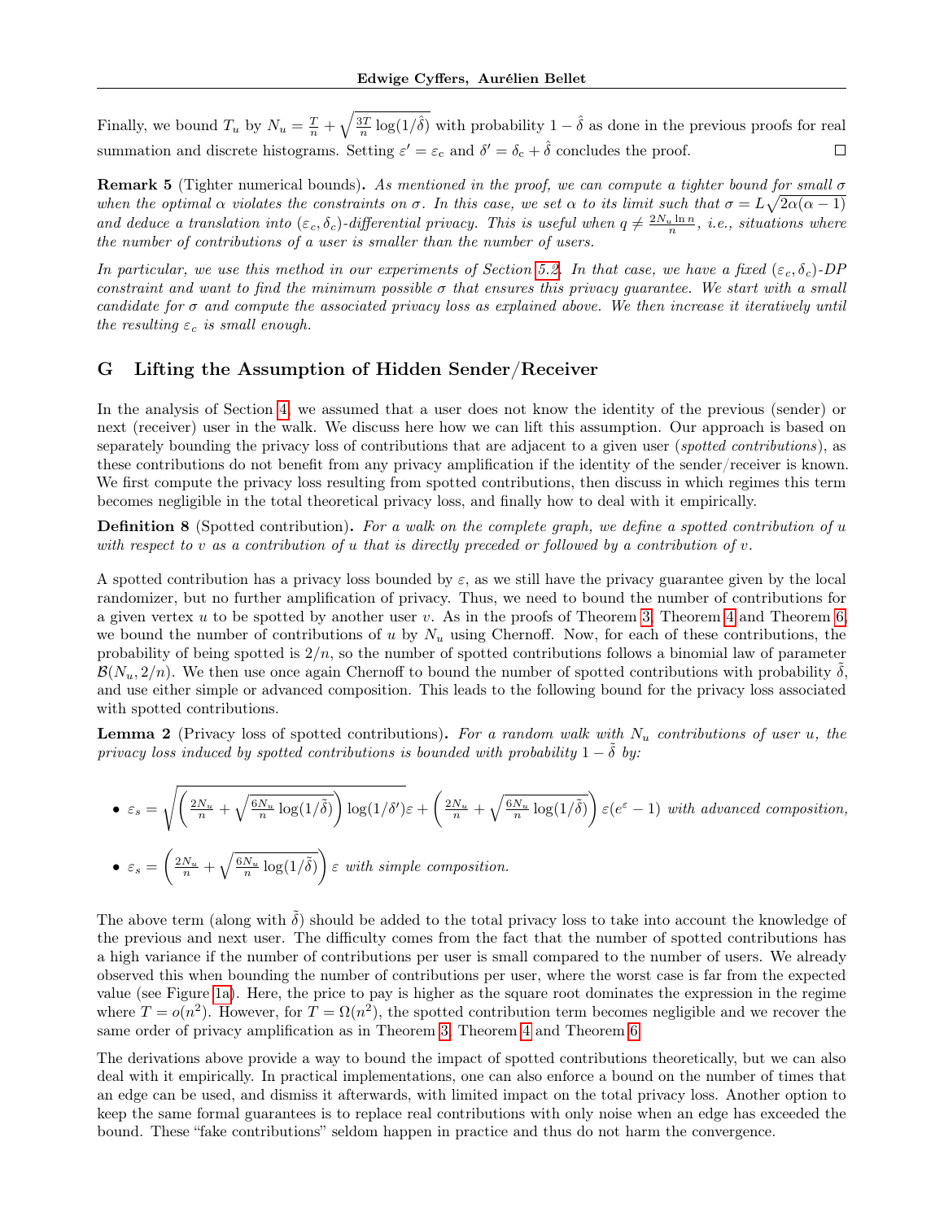Finally, we bound $T_u$ by $N_u = \frac{T}{n} + \sqrt{\frac{3T}{n}\log(1/\hat{\delta})}$ with probability $1-\hat{\delta}$ as done in the previous proofs for real summation and discrete histograms. Setting $\varepsilon' = \varepsilon_c$ and $\delta' = \delta_c + \hat{\delta}$ concludes the proof. □

**Remark 5** (Tighter numerical bounds)**.** *As mentioned in the proof, we can compute a tighter bound for small $\sigma$ when the optimal $\alpha$ violates the constraints on $\sigma$. In this case, we set $\alpha$ to its limit such that $\sigma = L\sqrt{2\alpha(\alpha-1)}$ and deduce a translation into $(\varepsilon_c, \delta_c)$-differential privacy. This is useful when $q \neq \frac{2N_u \ln n}{n}$, i.e., situations where the number of contributions of a user is smaller than the number of users.*

*In particular, we use this method in our experiments of Section 5.2. In that case, we have a fixed $(\varepsilon_c, \delta_c)$-DP constraint and want to find the minimum possible $\sigma$ that ensures this privacy guarantee. We start with a small candidate for $\sigma$ and compute the associated privacy loss as explained above. We then increase it iteratively until the resulting $\varepsilon_c$ is small enough.*

# G Lifting the Assumption of Hidden Sender/Receiver

In the analysis of Section 4, we assumed that a user does not know the identity of the previous (sender) or next (receiver) user in the walk. We discuss here how we can lift this assumption. Our approach is based on separately bounding the privacy loss of contributions that are adjacent to a given user (*spotted contributions*), as these contributions do not benefit from any privacy amplification if the identity of the sender/receiver is known. We first compute the privacy loss resulting from spotted contributions, then discuss in which regimes this term becomes negligible in the total theoretical privacy loss, and finally how to deal with it empirically.

**Definition 8** (Spotted contribution)**.** *For a walk on the complete graph, we define a spotted contribution of $u$ with respect to $v$ as a contribution of $u$ that is directly preceded or followed by a contribution of $v$.*

A spotted contribution has a privacy loss bounded by $\varepsilon$, as we still have the privacy guarantee given by the local randomizer, but no further amplification of privacy. Thus, we need to bound the number of contributions for a given vertex $u$ to be spotted by another user $v$. As in the proofs of Theorem 3, Theorem 4 and Theorem 6, we bound the number of contributions of $u$ by $N_u$ using Chernoff. Now, for each of these contributions, the probability of being spotted is $2/n$, so the number of spotted contributions follows a binomial law of parameter $\mathcal{B}(N_u, 2/n)$. We then use once again Chernoff to bound the number of spotted contributions with probability $\tilde{\delta}$, and use either simple or advanced composition. This leads to the following bound for the privacy loss associated with spotted contributions.

**Lemma 2** (Privacy loss of spotted contributions)**.** *For a random walk with $N_u$ contributions of user $u$, the privacy loss induced by spotted contributions is bounded with probability $1-\tilde{\delta}$ by:*

- $\varepsilon_s = \sqrt{\left(\frac{2N_u}{n} + \sqrt{\frac{6N_u}{n}\log(1/\tilde{\delta})}\right)\log(1/\delta')}\,\varepsilon + \left(\frac{2N_u}{n} + \sqrt{\frac{6N_u}{n}\log(1/\tilde{\delta})}\right)\varepsilon(e^{\varepsilon}-1)$ *with advanced composition,*
- $\varepsilon_s = \left(\frac{2N_u}{n} + \sqrt{\frac{6N_u}{n}\log(1/\tilde{\delta})}\right)\varepsilon$ *with simple composition.*

The above term (along with $\tilde{\delta}$) should be added to the total privacy loss to take into account the knowledge of the previous and next user. The difficulty comes from the fact that the number of spotted contributions has a high variance if the number of contributions per user is small compared to the number of users. We already observed this when bounding the number of contributions per user, where the worst case is far from the expected value (see Figure 1a). Here, the price to pay is higher as the square root dominates the expression in the regime where $T = o(n^2)$. However, for $T = \Omega(n^2)$, the spotted contribution term becomes negligible and we recover the same order of privacy amplification as in Theorem 3, Theorem 4 and Theorem 6.

The derivations above provide a way to bound the impact of spotted contributions theoretically, but we can also deal with it empirically. In practical implementations, one can also enforce a bound on the number of times that an edge can be used, and dismiss it afterwards, with limited impact on the total privacy loss. Another option to keep the same formal guarantees is to replace real contributions with only noise when an edge has exceeded the bound. These "fake contributions" seldom happen in practice and thus do not harm the convergence.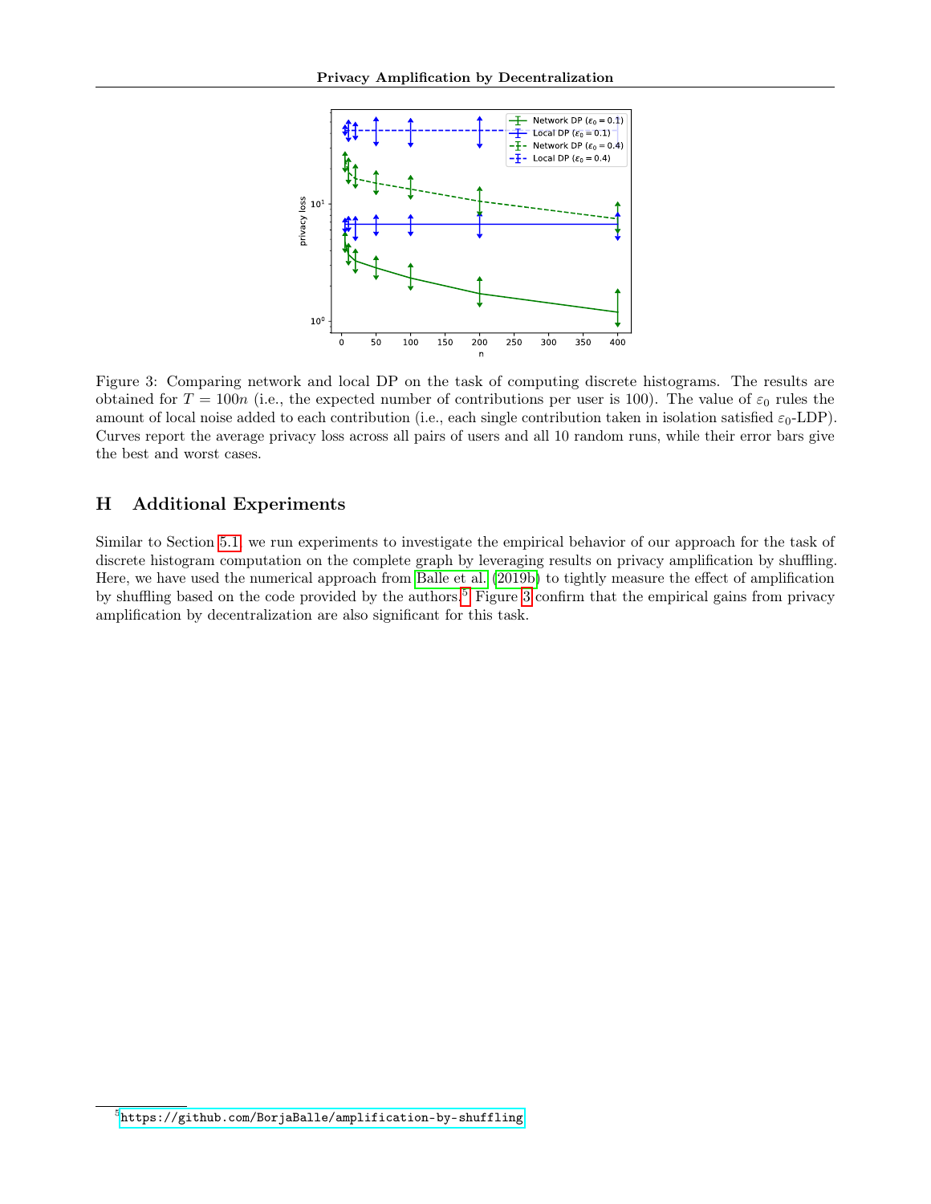Network DP ($\varepsilon_0 = 0.1$)
Local DP ($\varepsilon_0 = 0.1$)
Network DP ($\varepsilon_0 = 0.4$)
Local DP ($\varepsilon_0 = 0.4$)

privacy loss

$10^1$

$10^0$

0 50 100 150 200 250 300 350 400

n

Figure 3: Comparing network and local DP on the task of computing discrete histograms. The results are obtained for $T = 100n$ (i.e., the expected number of contributions per user is 100). The value of $\varepsilon_0$ rules the amount of local noise added to each contribution (i.e., each single contribution taken in isolation satisfied $\varepsilon_0$-LDP). Curves report the average privacy loss across all pairs of users and all 10 random runs, while their error bars give the best and worst cases.

## H Additional Experiments

Similar to Section 5.1, we run experiments to investigate the empirical behavior of our approach for the task of discrete histogram computation on the complete graph by leveraging results on privacy amplification by shuffling. Here, we have used the numerical approach from Balle et al. (2019b) to tightly measure the effect of amplification by shuffling based on the code provided by the authors.[5] Figure 3 confirm that the empirical gains from privacy amplification by decentralization are also significant for this task.

[5] https://github.com/BorjaBalle/amplification-by-shuffling